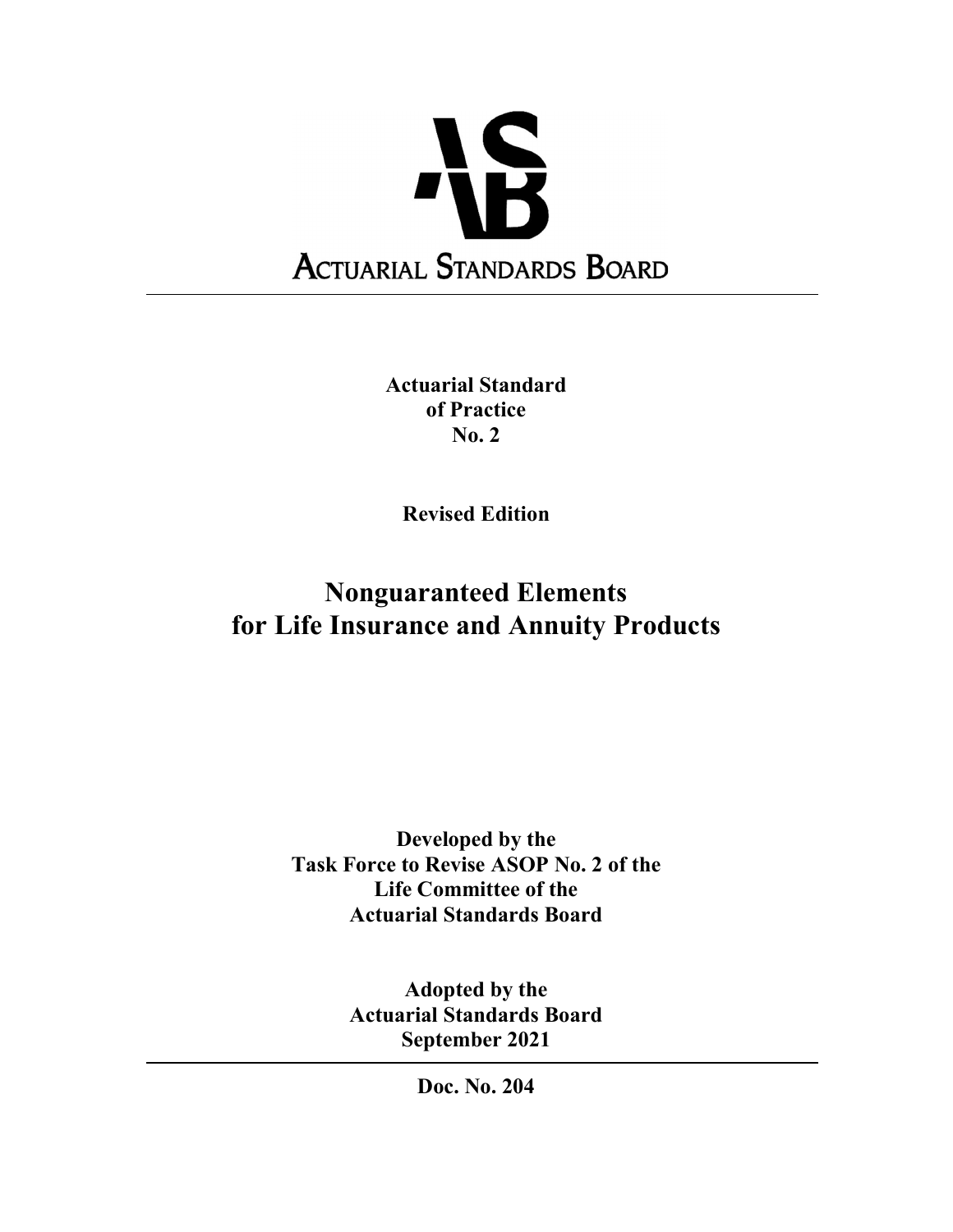# ACTUARIAL STANDARDS BOARD

**Actuarial Standard of Practice No. 2**

**Revised Edition**

# Nonguaranteed Elements for Life Insurance and Annuity Products

**Developed by the Task Force to Revise ASOP No. 2 of the Life Committee of the Actuarial Standards Board**

**Adopted by the Actuarial Standards Board September 2021**

**Doc. No. 204**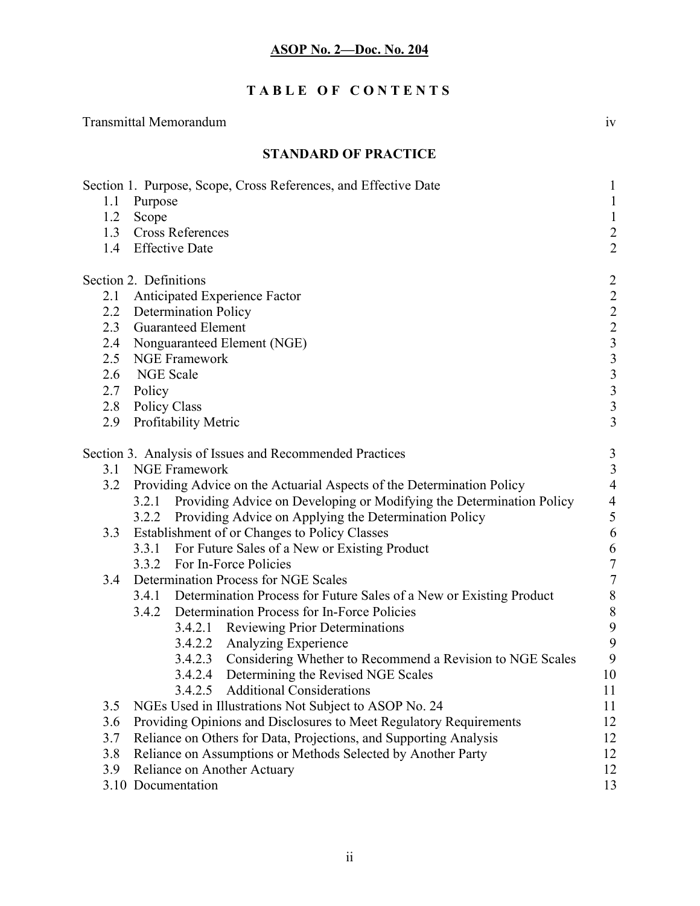**ASOP No. 2—Doc. No. 204**

# TABLE OF CONTENTS

Transmittal Memorandum iv

## STANDARD OF PRACTICE

| | |
|---|---|
| Section 1. Purpose, Scope, Cross References, and Effective Date | 1 |
| 1.1 Purpose | 1 |
| 1.2 Scope | 1 |
| 1.3 Cross References | 2 |
| 1.4 Effective Date | 2 |
| | |
| Section 2. Definitions | 2 |
| 2.1 Anticipated Experience Factor | 2 |
| 2.2 Determination Policy | 2 |
| 2.3 Guaranteed Element | 2 |
| 2.4 Nonguaranteed Element (NGE) | 3 |
| 2.5 NGE Framework | 3 |
| 2.6 NGE Scale | 3 |
| 2.7 Policy | 3 |
| 2.8 Policy Class | 3 |
| 2.9 Profitability Metric | 3 |
| | |
| Section 3. Analysis of Issues and Recommended Practices | 3 |
| 3.1 NGE Framework | 3 |
| 3.2 Providing Advice on the Actuarial Aspects of the Determination Policy | 4 |
| 3.2.1 Providing Advice on Developing or Modifying the Determination Policy | 4 |
| 3.2.2 Providing Advice on Applying the Determination Policy | 5 |
| 3.3 Establishment of or Changes to Policy Classes | 6 |
| 3.3.1 For Future Sales of a New or Existing Product | 6 |
| 3.3.2 For In-Force Policies | 7 |
| 3.4 Determination Process for NGE Scales | 7 |
| 3.4.1 Determination Process for Future Sales of a New or Existing Product | 8 |
| 3.4.2 Determination Process for In-Force Policies | 8 |
| 3.4.2.1 Reviewing Prior Determinations | 9 |
| 3.4.2.2 Analyzing Experience | 9 |
| 3.4.2.3 Considering Whether to Recommend a Revision to NGE Scales | 9 |
| 3.4.2.4 Determining the Revised NGE Scales | 10 |
| 3.4.2.5 Additional Considerations | 11 |
| 3.5 NGEs Used in Illustrations Not Subject to ASOP No. 24 | 11 |
| 3.6 Providing Opinions and Disclosures to Meet Regulatory Requirements | 12 |
| 3.7 Reliance on Others for Data, Projections, and Supporting Analysis | 12 |
| 3.8 Reliance on Assumptions or Methods Selected by Another Party | 12 |
| 3.9 Reliance on Another Actuary | 12 |
| 3.10 Documentation | 13 |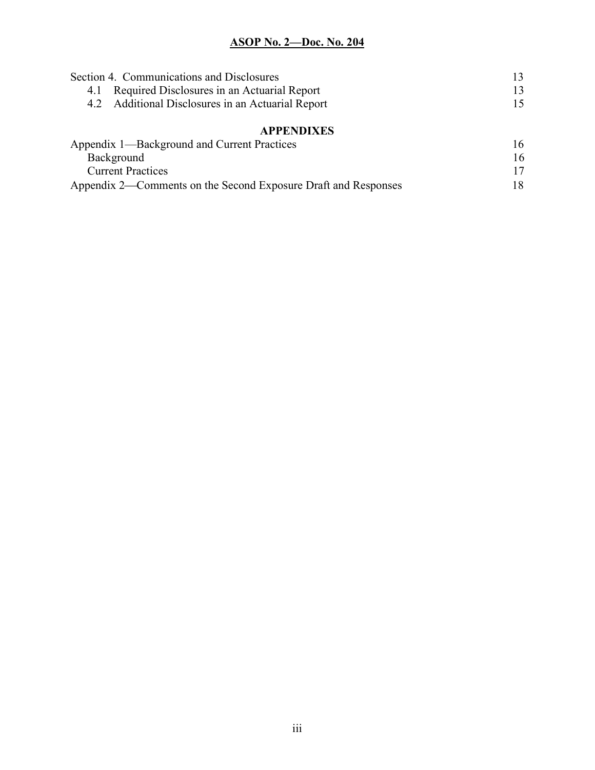| | |
|---|---|
| Section 4. Communications and Disclosures | 13 |
| 4.1 Required Disclosures in an Actuarial Report | 13 |
| 4.2 Additional Disclosures in an Actuarial Report | 15 |

**APPENDIXES**

| | |
|---|---|
| Appendix 1—Background and Current Practices | 16 |
| Background | 16 |
| Current Practices | 17 |
| Appendix 2—Comments on the Second Exposure Draft and Responses | 18 |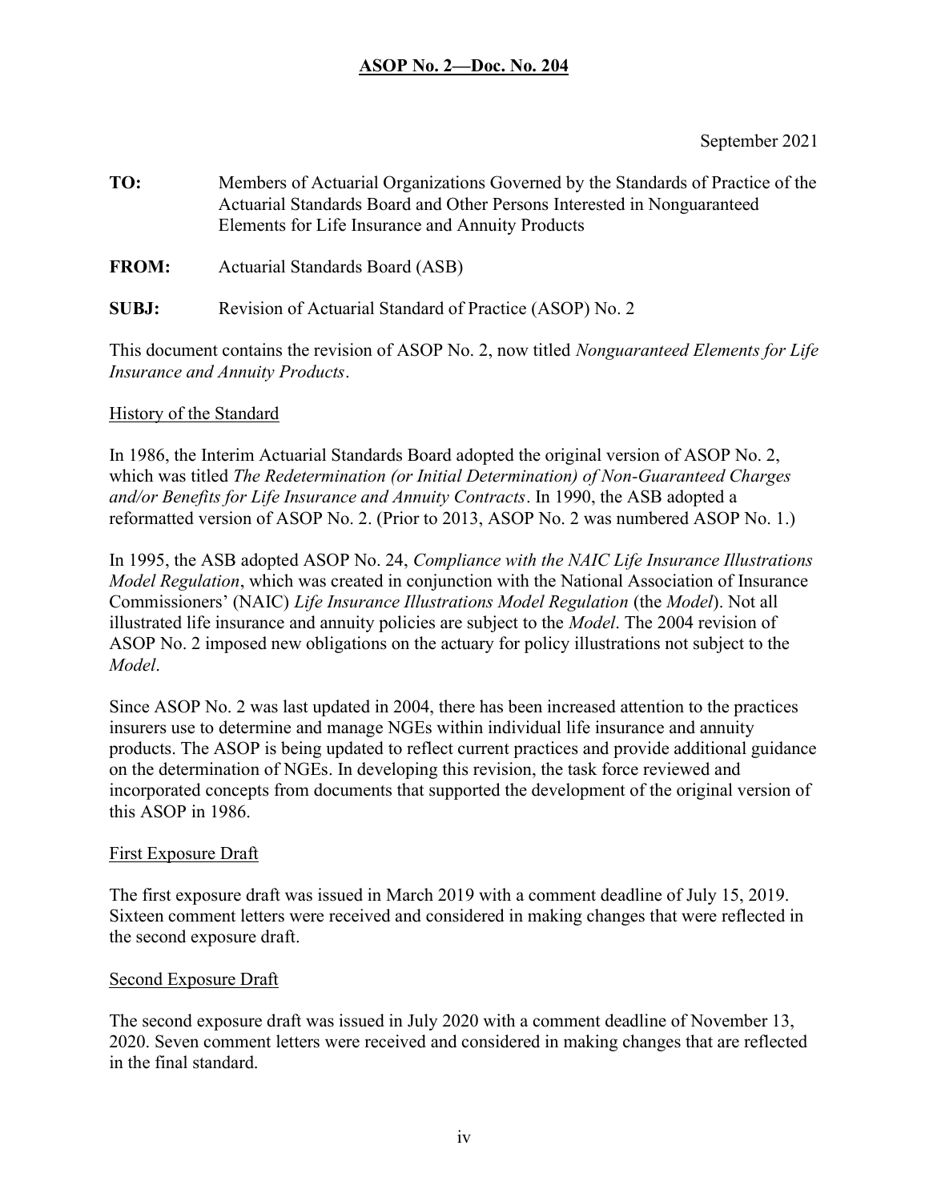# ASOP No. 2—Doc. No. 204

September 2021

**TO:** Members of Actuarial Organizations Governed by the Standards of Practice of the Actuarial Standards Board and Other Persons Interested in Nonguaranteed Elements for Life Insurance and Annuity Products

**FROM:** Actuarial Standards Board (ASB)

**SUBJ:** Revision of Actuarial Standard of Practice (ASOP) No. 2

This document contains the revision of ASOP No. 2, now titled *Nonguaranteed Elements for Life Insurance and Annuity Products*.

## History of the Standard

In 1986, the Interim Actuarial Standards Board adopted the original version of ASOP No. 2, which was titled *The Redetermination (or Initial Determination) of Non-Guaranteed Charges and/or Benefits for Life Insurance and Annuity Contracts*. In 1990, the ASB adopted a reformatted version of ASOP No. 2. (Prior to 2013, ASOP No. 2 was numbered ASOP No. 1.)

In 1995, the ASB adopted ASOP No. 24, *Compliance with the NAIC Life Insurance Illustrations Model Regulation*, which was created in conjunction with the National Association of Insurance Commissioners' (NAIC) *Life Insurance Illustrations Model Regulation* (the *Model*). Not all illustrated life insurance and annuity policies are subject to the *Model*. The 2004 revision of ASOP No. 2 imposed new obligations on the actuary for policy illustrations not subject to the *Model*.

Since ASOP No. 2 was last updated in 2004, there has been increased attention to the practices insurers use to determine and manage NGEs within individual life insurance and annuity products. The ASOP is being updated to reflect current practices and provide additional guidance on the determination of NGEs. In developing this revision, the task force reviewed and incorporated concepts from documents that supported the development of the original version of this ASOP in 1986.

## First Exposure Draft

The first exposure draft was issued in March 2019 with a comment deadline of July 15, 2019. Sixteen comment letters were received and considered in making changes that were reflected in the second exposure draft.

## Second Exposure Draft

The second exposure draft was issued in July 2020 with a comment deadline of November 13, 2020. Seven comment letters were received and considered in making changes that are reflected in the final standard.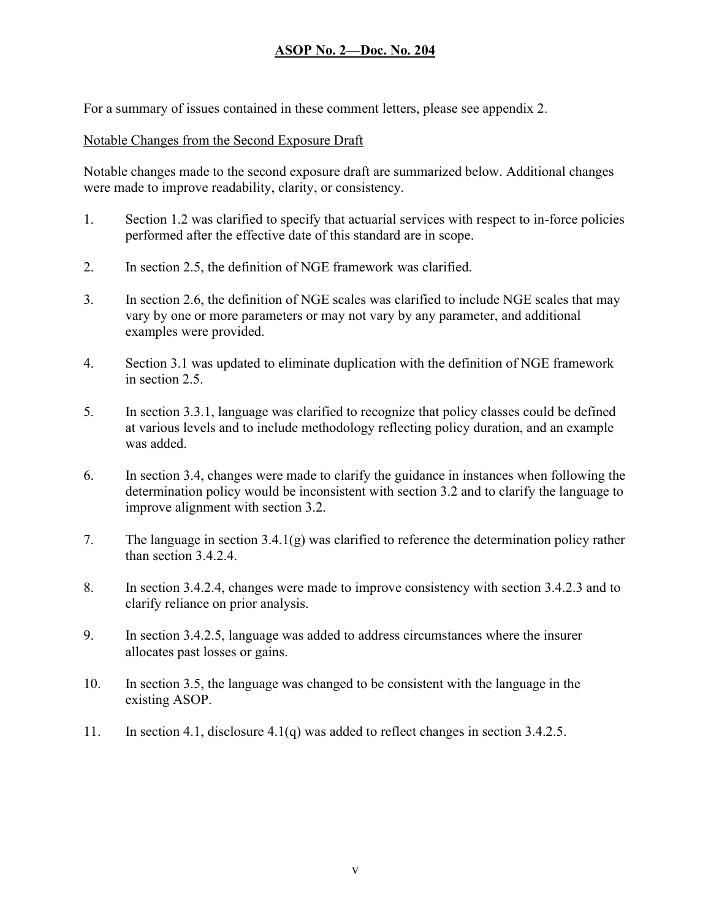For a summary of issues contained in these comment letters, please see appendix 2.

Notable Changes from the Second Exposure Draft

Notable changes made to the second exposure draft are summarized below. Additional changes were made to improve readability, clarity, or consistency.

1. Section 1.2 was clarified to specify that actuarial services with respect to in-force policies performed after the effective date of this standard are in scope.

2. In section 2.5, the definition of NGE framework was clarified.

3. In section 2.6, the definition of NGE scales was clarified to include NGE scales that may vary by one or more parameters or may not vary by any parameter, and additional examples were provided.

4. Section 3.1 was updated to eliminate duplication with the definition of NGE framework in section 2.5.

5. In section 3.3.1, language was clarified to recognize that policy classes could be defined at various levels and to include methodology reflecting policy duration, and an example was added.

6. In section 3.4, changes were made to clarify the guidance in instances when following the determination policy would be inconsistent with section 3.2 and to clarify the language to improve alignment with section 3.2.

7. The language in section 3.4.1(g) was clarified to reference the determination policy rather than section 3.4.2.4.

8. In section 3.4.2.4, changes were made to improve consistency with section 3.4.2.3 and to clarify reliance on prior analysis.

9. In section 3.4.2.5, language was added to address circumstances where the insurer allocates past losses or gains.

10. In section 3.5, the language was changed to be consistent with the language in the existing ASOP.

11. In section 4.1, disclosure 4.1(q) was added to reflect changes in section 3.4.2.5.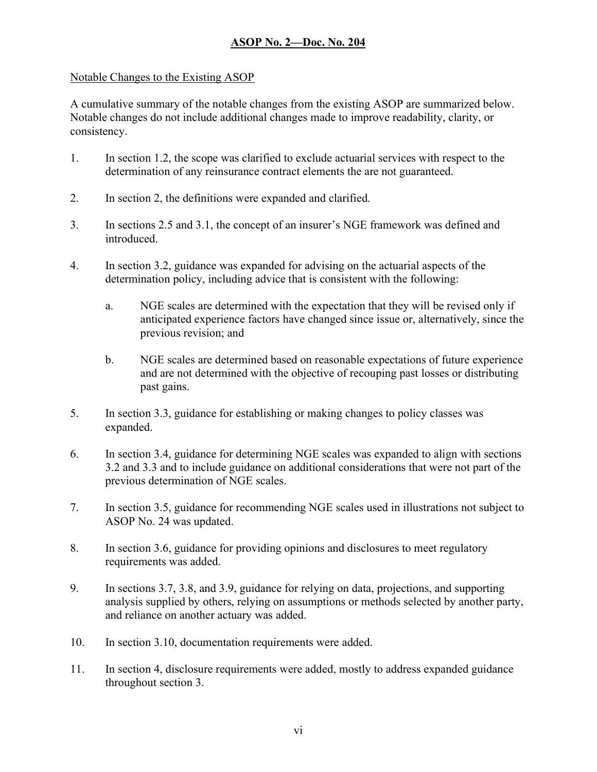Notable Changes to the Existing ASOP

A cumulative summary of the notable changes from the existing ASOP are summarized below. Notable changes do not include additional changes made to improve readability, clarity, or consistency.

1. In section 1.2, the scope was clarified to exclude actuarial services with respect to the determination of any reinsurance contract elements the are not guaranteed.

2. In section 2, the definitions were expanded and clarified.

3. In sections 2.5 and 3.1, the concept of an insurer's NGE framework was defined and introduced.

4. In section 3.2, guidance was expanded for advising on the actuarial aspects of the determination policy, including advice that is consistent with the following:

   a. NGE scales are determined with the expectation that they will be revised only if anticipated experience factors have changed since issue or, alternatively, since the previous revision; and

   b. NGE scales are determined based on reasonable expectations of future experience and are not determined with the objective of recouping past losses or distributing past gains.

5. In section 3.3, guidance for establishing or making changes to policy classes was expanded.

6. In section 3.4, guidance for determining NGE scales was expanded to align with sections 3.2 and 3.3 and to include guidance on additional considerations that were not part of the previous determination of NGE scales.

7. In section 3.5, guidance for recommending NGE scales used in illustrations not subject to ASOP No. 24 was updated.

8. In section 3.6, guidance for providing opinions and disclosures to meet regulatory requirements was added.

9. In sections 3.7, 3.8, and 3.9, guidance for relying on data, projections, and supporting analysis supplied by others, relying on assumptions or methods selected by another party, and reliance on another actuary was added.

10. In section 3.10, documentation requirements were added.

11. In section 4, disclosure requirements were added, mostly to address expanded guidance throughout section 3.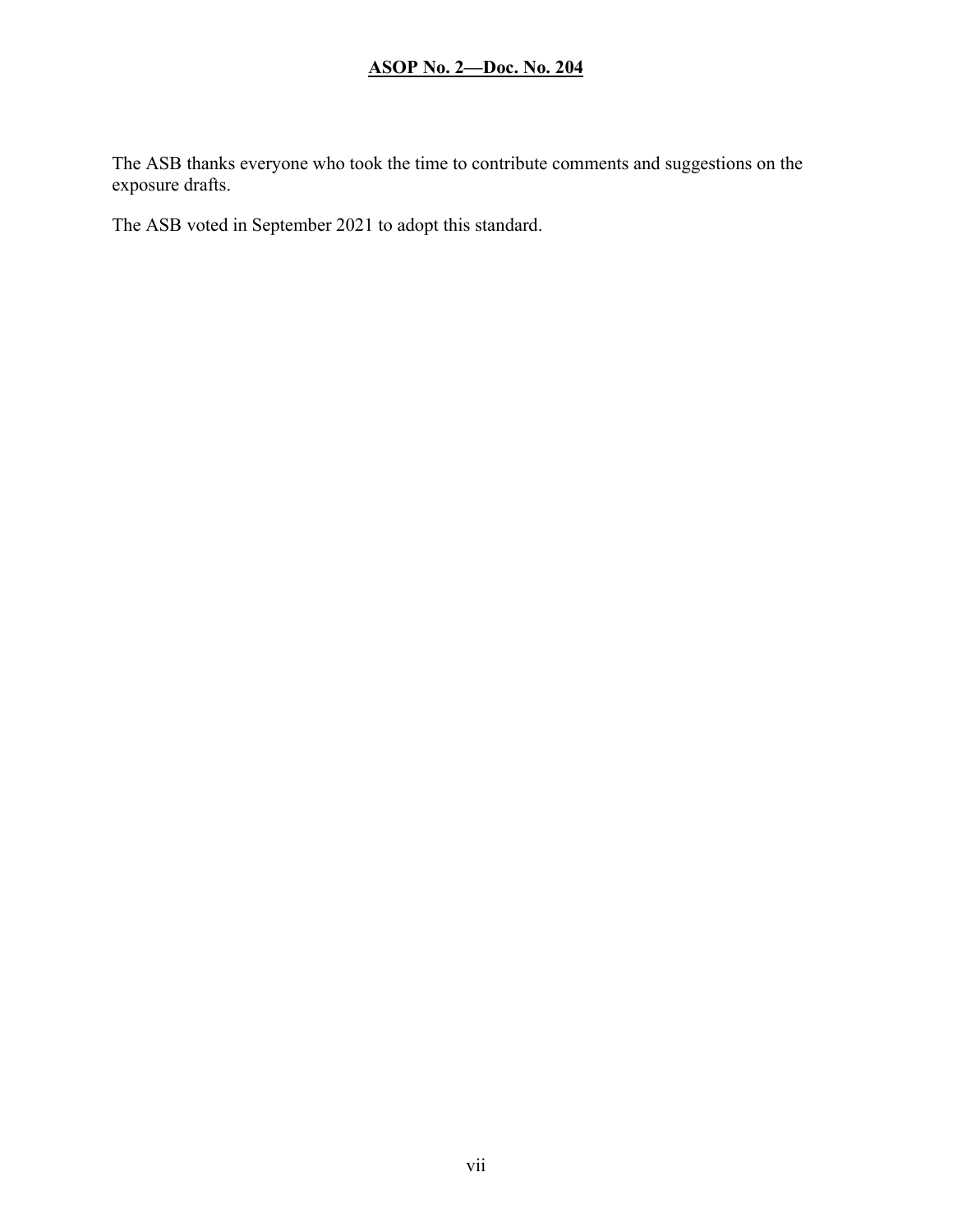The ASB thanks everyone who took the time to contribute comments and suggestions on the exposure drafts.

The ASB voted in September 2021 to adopt this standard.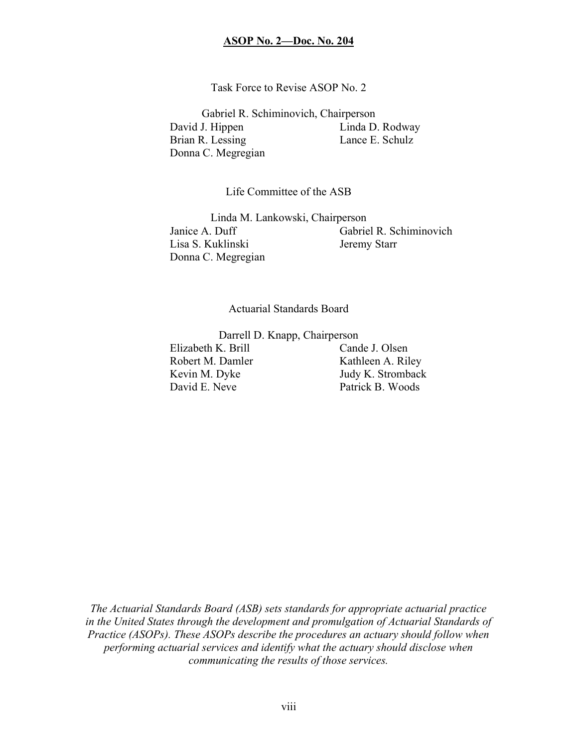Task Force to Revise ASOP No. 2

Gabriel R. Schiminovich, Chairperson

| | |
|---|---|
| David J. Hippen | Linda D. Rodway |
| Brian R. Lessing | Lance E. Schulz |
| Donna C. Megregian | |

Life Committee of the ASB

Linda M. Lankowski, Chairperson

| | |
|---|---|
| Janice A. Duff | Gabriel R. Schiminovich |
| Lisa S. Kuklinski | Jeremy Starr |
| Donna C. Megregian | |

Actuarial Standards Board

Darrell D. Knapp, Chairperson

| | |
|---|---|
| Elizabeth K. Brill | Cande J. Olsen |
| Robert M. Damler | Kathleen A. Riley |
| Kevin M. Dyke | Judy K. Stromback |
| David E. Neve | Patrick B. Woods |

*The Actuarial Standards Board (ASB) sets standards for appropriate actuarial practice in the United States through the development and promulgation of Actuarial Standards of Practice (ASOPs). These ASOPs describe the procedures an actuary should follow when performing actuarial services and identify what the actuary should disclose when communicating the results of those services.*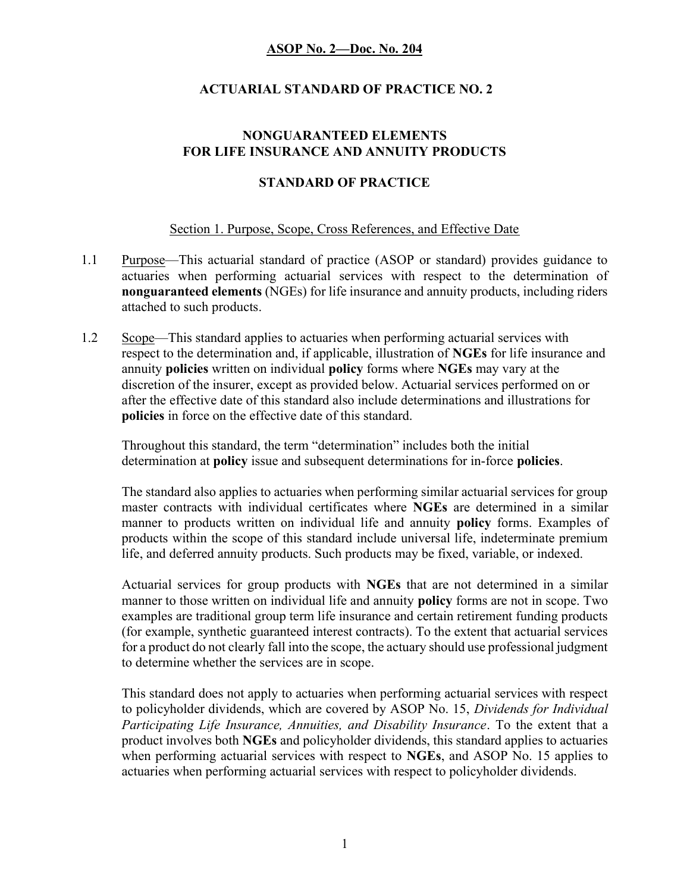## ASOP No. 2—Doc. No. 204

## ACTUARIAL STANDARD OF PRACTICE NO. 2

## NONGUARANTEED ELEMENTS FOR LIFE INSURANCE AND ANNUITY PRODUCTS

## STANDARD OF PRACTICE

### Section 1. Purpose, Scope, Cross References, and Effective Date

1.1 Purpose—This actuarial standard of practice (ASOP or standard) provides guidance to actuaries when performing actuarial services with respect to the determination of **nonguaranteed elements** (NGEs) for life insurance and annuity products, including riders attached to such products.

1.2 Scope—This standard applies to actuaries when performing actuarial services with respect to the determination and, if applicable, illustration of **NGEs** for life insurance and annuity **policies** written on individual **policy** forms where **NGEs** may vary at the discretion of the insurer, except as provided below. Actuarial services performed on or after the effective date of this standard also include determinations and illustrations for **policies** in force on the effective date of this standard.

Throughout this standard, the term "determination" includes both the initial determination at **policy** issue and subsequent determinations for in-force **policies**.

The standard also applies to actuaries when performing similar actuarial services for group master contracts with individual certificates where **NGEs** are determined in a similar manner to products written on individual life and annuity **policy** forms. Examples of products within the scope of this standard include universal life, indeterminate premium life, and deferred annuity products. Such products may be fixed, variable, or indexed.

Actuarial services for group products with **NGEs** that are not determined in a similar manner to those written on individual life and annuity **policy** forms are not in scope. Two examples are traditional group term life insurance and certain retirement funding products (for example, synthetic guaranteed interest contracts). To the extent that actuarial services for a product do not clearly fall into the scope, the actuary should use professional judgment to determine whether the services are in scope.

This standard does not apply to actuaries when performing actuarial services with respect to policyholder dividends, which are covered by ASOP No. 15, *Dividends for Individual Participating Life Insurance, Annuities, and Disability Insurance*. To the extent that a product involves both **NGEs** and policyholder dividends, this standard applies to actuaries when performing actuarial services with respect to **NGEs**, and ASOP No. 15 applies to actuaries when performing actuarial services with respect to policyholder dividends.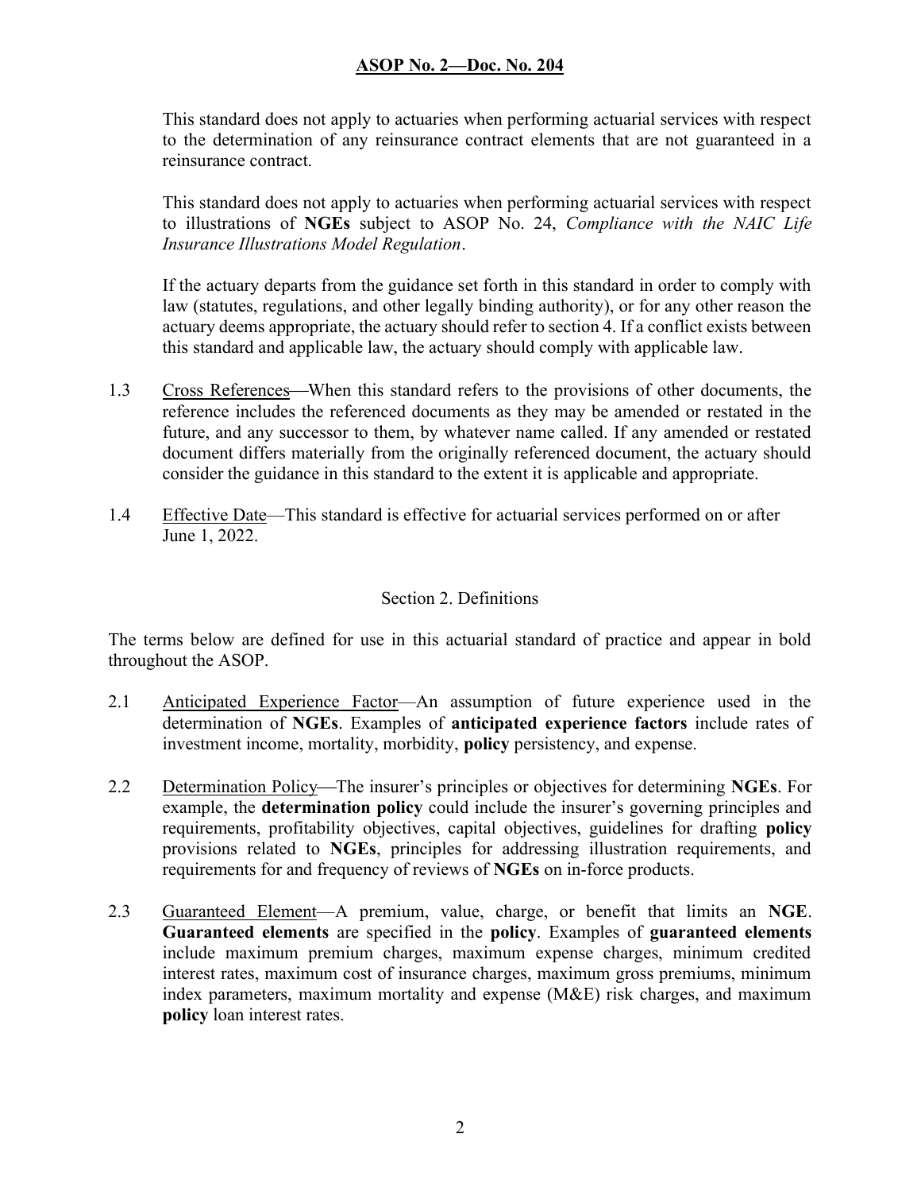This standard does not apply to actuaries when performing actuarial services with respect to the determination of any reinsurance contract elements that are not guaranteed in a reinsurance contract.

This standard does not apply to actuaries when performing actuarial services with respect to illustrations of **NGEs** subject to ASOP No. 24, *Compliance with the NAIC Life Insurance Illustrations Model Regulation*.

If the actuary departs from the guidance set forth in this standard in order to comply with law (statutes, regulations, and other legally binding authority), or for any other reason the actuary deems appropriate, the actuary should refer to section 4. If a conflict exists between this standard and applicable law, the actuary should comply with applicable law.

1.3 Cross References—When this standard refers to the provisions of other documents, the reference includes the referenced documents as they may be amended or restated in the future, and any successor to them, by whatever name called. If any amended or restated document differs materially from the originally referenced document, the actuary should consider the guidance in this standard to the extent it is applicable and appropriate.

1.4 Effective Date—This standard is effective for actuarial services performed on or after June 1, 2022.

## Section 2. Definitions

The terms below are defined for use in this actuarial standard of practice and appear in bold throughout the ASOP.

2.1 Anticipated Experience Factor—An assumption of future experience used in the determination of **NGEs**. Examples of **anticipated experience factors** include rates of investment income, mortality, morbidity, **policy** persistency, and expense.

2.2 Determination Policy—The insurer's principles or objectives for determining **NGEs**. For example, the **determination policy** could include the insurer's governing principles and requirements, profitability objectives, capital objectives, guidelines for drafting **policy** provisions related to **NGEs**, principles for addressing illustration requirements, and requirements for and frequency of reviews of **NGEs** on in-force products.

2.3 Guaranteed Element—A premium, value, charge, or benefit that limits an **NGE**. **Guaranteed elements** are specified in the **policy**. Examples of **guaranteed elements** include maximum premium charges, maximum expense charges, minimum credited interest rates, maximum cost of insurance charges, maximum gross premiums, minimum index parameters, maximum mortality and expense (M&E) risk charges, and maximum **policy** loan interest rates.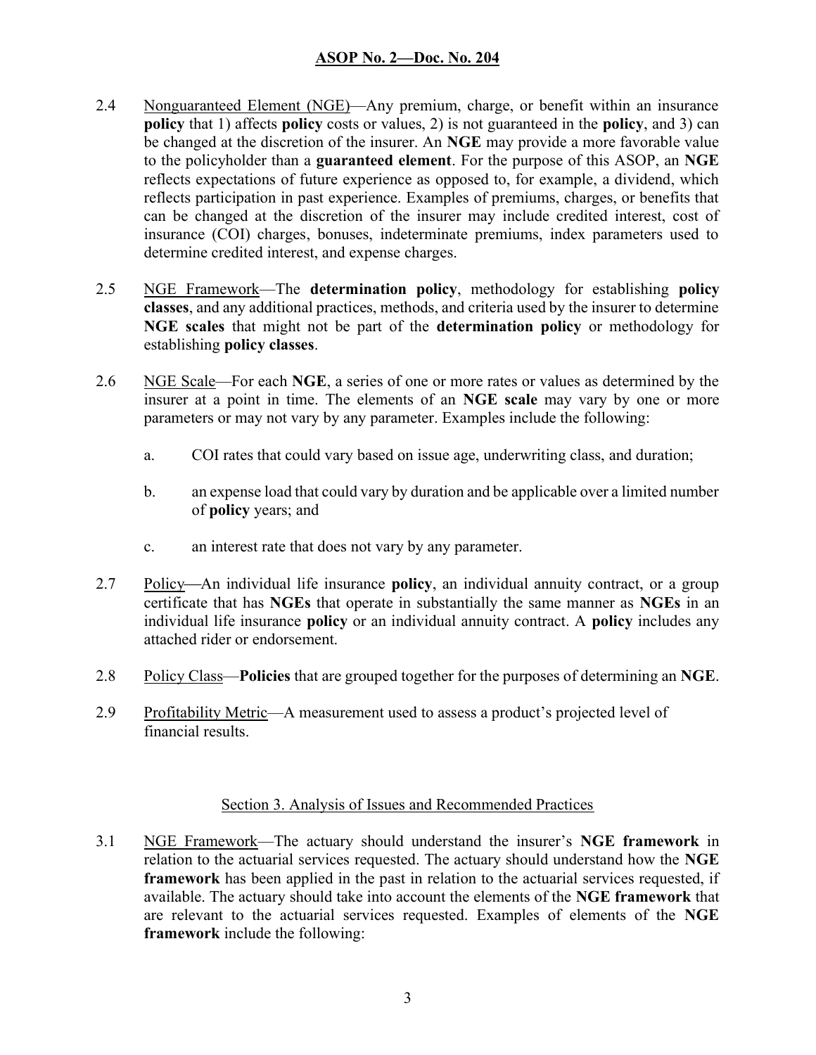2.4 Nonguaranteed Element (NGE)—Any premium, charge, or benefit within an insurance **policy** that 1) affects **policy** costs or values, 2) is not guaranteed in the **policy**, and 3) can be changed at the discretion of the insurer. An **NGE** may provide a more favorable value to the policyholder than a **guaranteed element**. For the purpose of this ASOP, an **NGE** reflects expectations of future experience as opposed to, for example, a dividend, which reflects participation in past experience. Examples of premiums, charges, or benefits that can be changed at the discretion of the insurer may include credited interest, cost of insurance (COI) charges, bonuses, indeterminate premiums, index parameters used to determine credited interest, and expense charges.

2.5 NGE Framework—The **determination policy**, methodology for establishing **policy classes**, and any additional practices, methods, and criteria used by the insurer to determine **NGE scales** that might not be part of the **determination policy** or methodology for establishing **policy classes**.

2.6 NGE Scale—For each **NGE**, a series of one or more rates or values as determined by the insurer at a point in time. The elements of an **NGE scale** may vary by one or more parameters or may not vary by any parameter. Examples include the following:

a. COI rates that could vary based on issue age, underwriting class, and duration;

b. an expense load that could vary by duration and be applicable over a limited number of **policy** years; and

c. an interest rate that does not vary by any parameter.

2.7 Policy—An individual life insurance **policy**, an individual annuity contract, or a group certificate that has **NGEs** that operate in substantially the same manner as **NGEs** in an individual life insurance **policy** or an individual annuity contract. A **policy** includes any attached rider or endorsement.

2.8 Policy Class—**Policies** that are grouped together for the purposes of determining an **NGE**.

2.9 Profitability Metric—A measurement used to assess a product's projected level of financial results.

## Section 3. Analysis of Issues and Recommended Practices

3.1 NGE Framework—The actuary should understand the insurer's **NGE framework** in relation to the actuarial services requested. The actuary should understand how the **NGE framework** has been applied in the past in relation to the actuarial services requested, if available. The actuary should take into account the elements of the **NGE framework** that are relevant to the actuarial services requested. Examples of elements of the **NGE framework** include the following: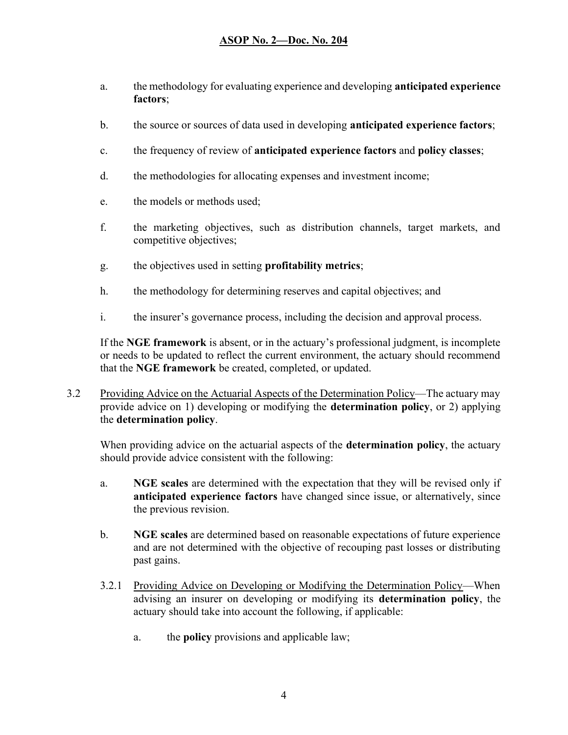a. the methodology for evaluating experience and developing **anticipated experience factors**;

b. the source or sources of data used in developing **anticipated experience factors**;

c. the frequency of review of **anticipated experience factors** and **policy classes**;

d. the methodologies for allocating expenses and investment income;

e. the models or methods used;

f. the marketing objectives, such as distribution channels, target markets, and competitive objectives;

g. the objectives used in setting **profitability metrics**;

h. the methodology for determining reserves and capital objectives; and

i. the insurer's governance process, including the decision and approval process.

If the **NGE framework** is absent, or in the actuary's professional judgment, is incomplete or needs to be updated to reflect the current environment, the actuary should recommend that the **NGE framework** be created, completed, or updated.

3.2 Providing Advice on the Actuarial Aspects of the Determination Policy—The actuary may provide advice on 1) developing or modifying the **determination policy**, or 2) applying the **determination policy**.

When providing advice on the actuarial aspects of the **determination policy**, the actuary should provide advice consistent with the following:

a. **NGE scales** are determined with the expectation that they will be revised only if **anticipated experience factors** have changed since issue, or alternatively, since the previous revision.

b. **NGE scales** are determined based on reasonable expectations of future experience and are not determined with the objective of recouping past losses or distributing past gains.

3.2.1 Providing Advice on Developing or Modifying the Determination Policy—When advising an insurer on developing or modifying its **determination policy**, the actuary should take into account the following, if applicable:

a. the **policy** provisions and applicable law;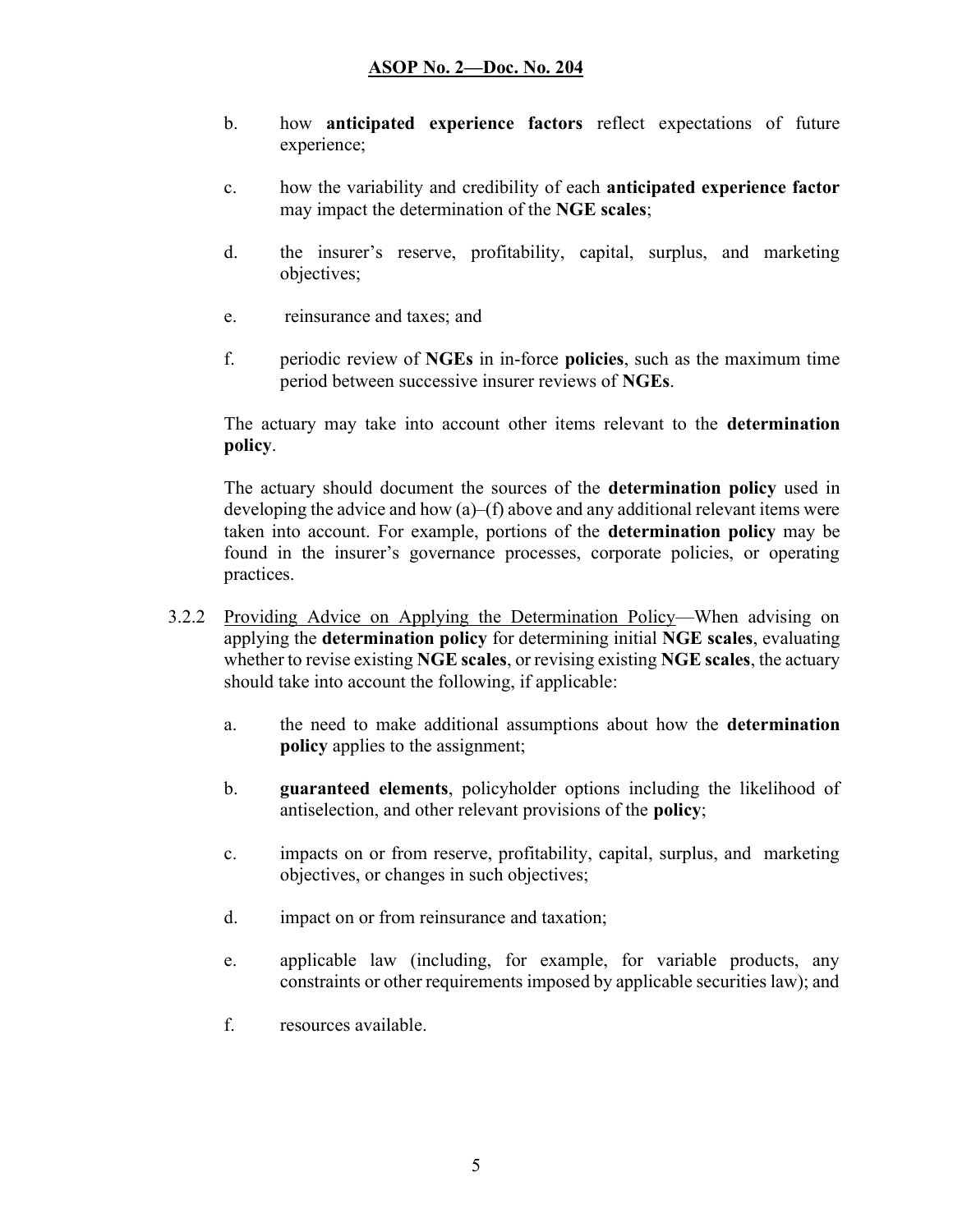b. how **anticipated experience factors** reflect expectations of future experience;

c. how the variability and credibility of each **anticipated experience factor** may impact the determination of the **NGE scales**;

d. the insurer's reserve, profitability, capital, surplus, and marketing objectives;

e. reinsurance and taxes; and

f. periodic review of **NGEs** in in-force **policies**, such as the maximum time period between successive insurer reviews of **NGEs**.

The actuary may take into account other items relevant to the **determination policy**.

The actuary should document the sources of the **determination policy** used in developing the advice and how (a)–(f) above and any additional relevant items were taken into account. For example, portions of the **determination policy** may be found in the insurer's governance processes, corporate policies, or operating practices.

3.2.2 Providing Advice on Applying the Determination Policy—When advising on applying the **determination policy** for determining initial **NGE scales**, evaluating whether to revise existing **NGE scales**, or revising existing **NGE scales**, the actuary should take into account the following, if applicable:

a. the need to make additional assumptions about how the **determination policy** applies to the assignment;

b. **guaranteed elements**, policyholder options including the likelihood of antiselection, and other relevant provisions of the **policy**;

c. impacts on or from reserve, profitability, capital, surplus, and marketing objectives, or changes in such objectives;

d. impact on or from reinsurance and taxation;

e. applicable law (including, for example, for variable products, any constraints or other requirements imposed by applicable securities law); and

f. resources available.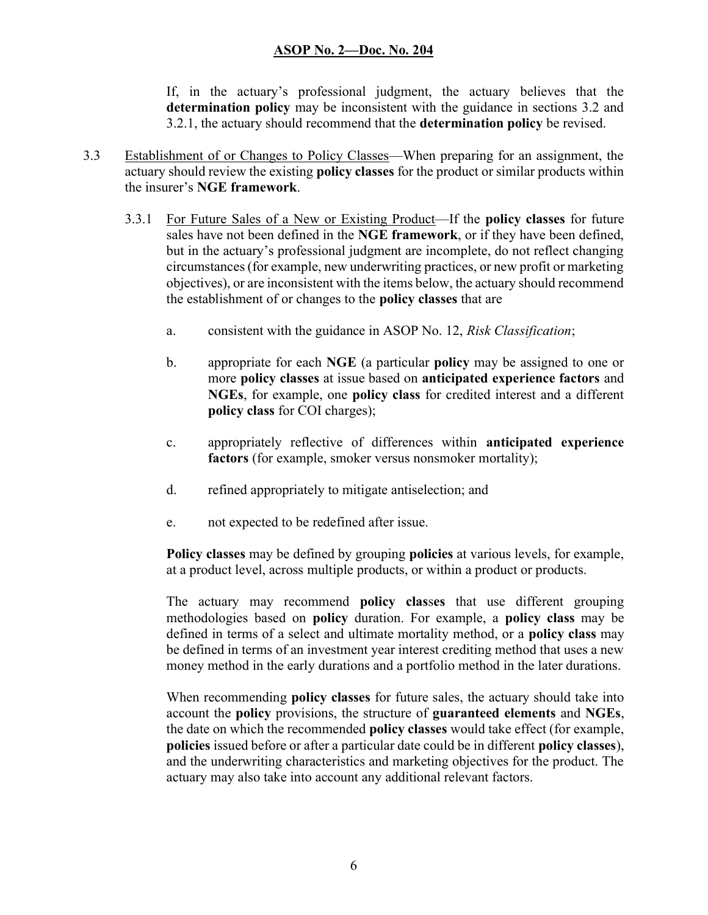If, in the actuary's professional judgment, the actuary believes that the **determination policy** may be inconsistent with the guidance in sections 3.2 and 3.2.1, the actuary should recommend that the **determination policy** be revised.

3.3 Establishment of or Changes to Policy Classes—When preparing for an assignment, the actuary should review the existing **policy classes** for the product or similar products within the insurer's **NGE framework**.

3.3.1 For Future Sales of a New or Existing Product—If the **policy classes** for future sales have not been defined in the **NGE framework**, or if they have been defined, but in the actuary's professional judgment are incomplete, do not reflect changing circumstances (for example, new underwriting practices, or new profit or marketing objectives), or are inconsistent with the items below, the actuary should recommend the establishment of or changes to the **policy classes** that are

a. consistent with the guidance in ASOP No. 12, *Risk Classification*;

b. appropriate for each **NGE** (a particular **policy** may be assigned to one or more **policy classes** at issue based on **anticipated experience factors** and **NGEs**, for example, one **policy class** for credited interest and a different **policy class** for COI charges);

c. appropriately reflective of differences within **anticipated experience factors** (for example, smoker versus nonsmoker mortality);

d. refined appropriately to mitigate antiselection; and

e. not expected to be redefined after issue.

**Policy classes** may be defined by grouping **policies** at various levels, for example, at a product level, across multiple products, or within a product or products.

The actuary may recommend **policy classes** that use different grouping methodologies based on **policy** duration. For example, a **policy class** may be defined in terms of a select and ultimate mortality method, or a **policy class** may be defined in terms of an investment year interest crediting method that uses a new money method in the early durations and a portfolio method in the later durations.

When recommending **policy classes** for future sales, the actuary should take into account the **policy** provisions, the structure of **guaranteed elements** and **NGEs**, the date on which the recommended **policy classes** would take effect (for example, **policies** issued before or after a particular date could be in different **policy classes**), and the underwriting characteristics and marketing objectives for the product. The actuary may also take into account any additional relevant factors.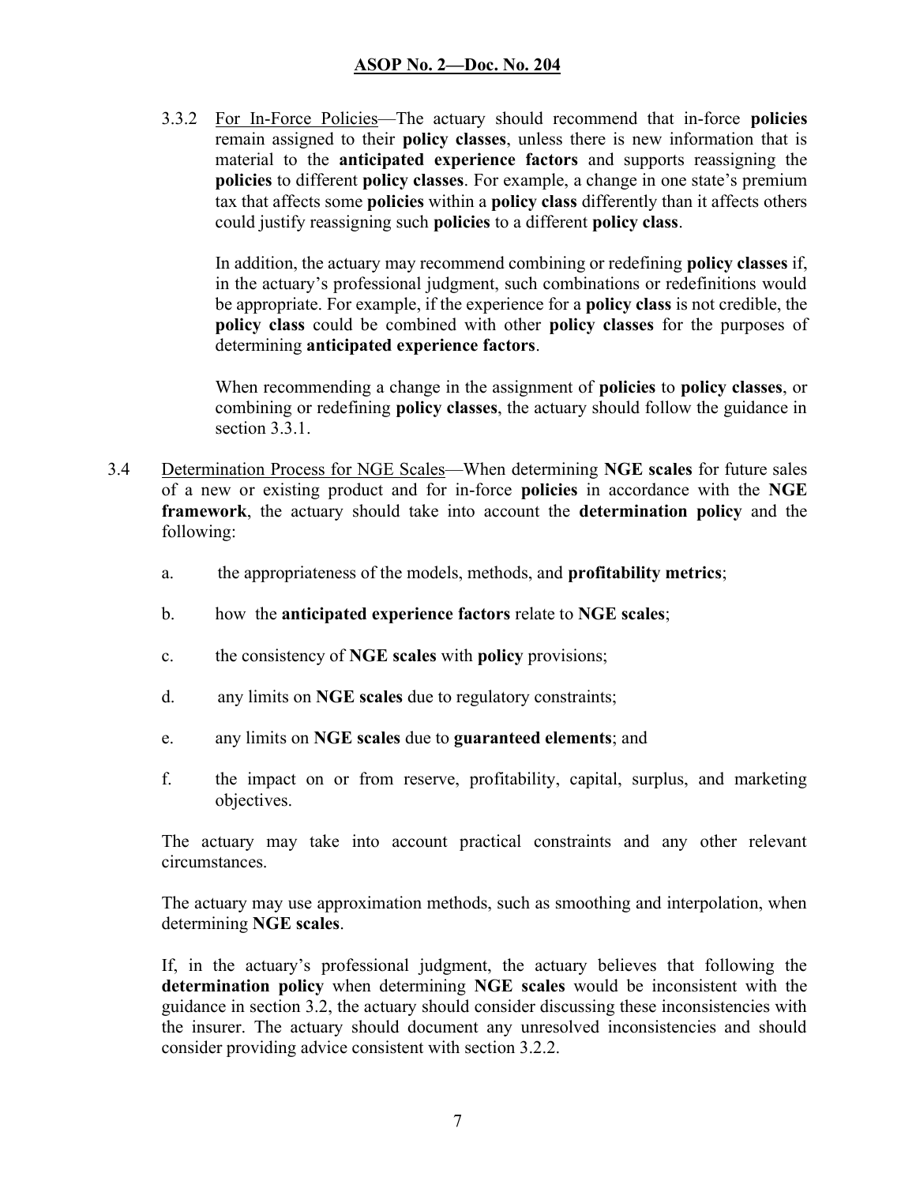3.3.2 <u>For In-Force Policies</u>—The actuary should recommend that in-force **policies** remain assigned to their **policy classes**, unless there is new information that is material to the **anticipated experience factors** and supports reassigning the **policies** to different **policy classes**. For example, a change in one state's premium tax that affects some **policies** within a **policy class** differently than it affects others could justify reassigning such **policies** to a different **policy class**.

In addition, the actuary may recommend combining or redefining **policy classes** if, in the actuary's professional judgment, such combinations or redefinitions would be appropriate. For example, if the experience for a **policy class** is not credible, the **policy class** could be combined with other **policy classes** for the purposes of determining **anticipated experience factors**.

When recommending a change in the assignment of **policies** to **policy classes**, or combining or redefining **policy classes**, the actuary should follow the guidance in section 3.3.1.

3.4 <u>Determination Process for NGE Scales</u>—When determining **NGE scales** for future sales of a new or existing product and for in-force **policies** in accordance with the **NGE framework**, the actuary should take into account the **determination policy** and the following:

a. the appropriateness of the models, methods, and **profitability metrics**;

b. how the **anticipated experience factors** relate to **NGE scales**;

c. the consistency of **NGE scales** with **policy** provisions;

d. any limits on **NGE scales** due to regulatory constraints;

e. any limits on **NGE scales** due to **guaranteed elements**; and

f. the impact on or from reserve, profitability, capital, surplus, and marketing objectives.

The actuary may take into account practical constraints and any other relevant circumstances.

The actuary may use approximation methods, such as smoothing and interpolation, when determining **NGE scales**.

If, in the actuary's professional judgment, the actuary believes that following the **determination policy** when determining **NGE scales** would be inconsistent with the guidance in section 3.2, the actuary should consider discussing these inconsistencies with the insurer. The actuary should document any unresolved inconsistencies and should consider providing advice consistent with section 3.2.2.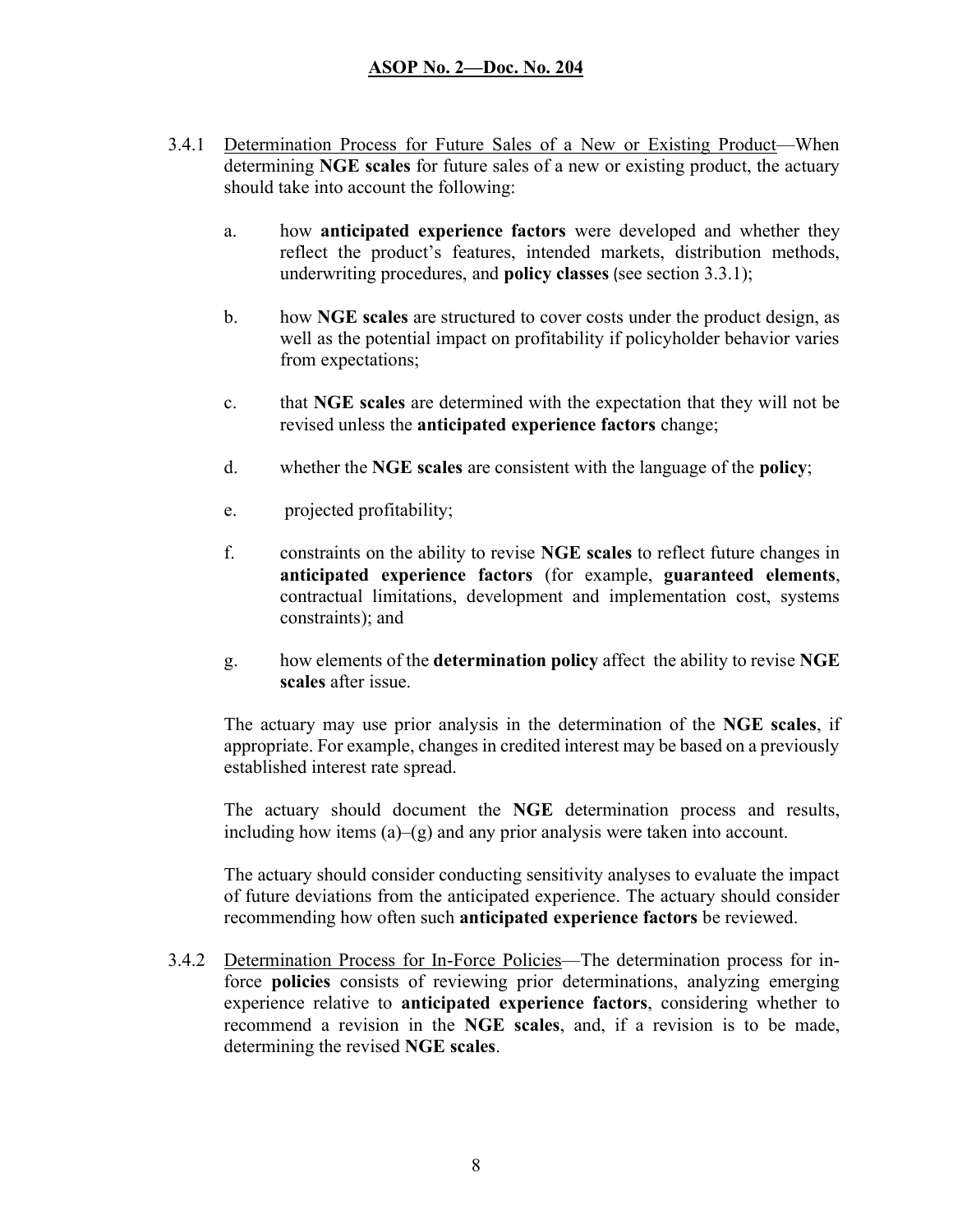3.4.1 Determination Process for Future Sales of a New or Existing Product—When determining **NGE scales** for future sales of a new or existing product, the actuary should take into account the following:

a. how **anticipated experience factors** were developed and whether they reflect the product's features, intended markets, distribution methods, underwriting procedures, and **policy classes** (see section 3.3.1);

b. how **NGE scales** are structured to cover costs under the product design, as well as the potential impact on profitability if policyholder behavior varies from expectations;

c. that **NGE scales** are determined with the expectation that they will not be revised unless the **anticipated experience factors** change;

d. whether the **NGE scales** are consistent with the language of the **policy**;

e. projected profitability;

f. constraints on the ability to revise **NGE scales** to reflect future changes in **anticipated experience factors** (for example, **guaranteed elements**, contractual limitations, development and implementation cost, systems constraints); and

g. how elements of the **determination policy** affect the ability to revise **NGE scales** after issue.

The actuary may use prior analysis in the determination of the **NGE scales**, if appropriate. For example, changes in credited interest may be based on a previously established interest rate spread.

The actuary should document the **NGE** determination process and results, including how items (a)–(g) and any prior analysis were taken into account.

The actuary should consider conducting sensitivity analyses to evaluate the impact of future deviations from the anticipated experience. The actuary should consider recommending how often such **anticipated experience factors** be reviewed.

3.4.2 Determination Process for In-Force Policies—The determination process for in-force **policies** consists of reviewing prior determinations, analyzing emerging experience relative to **anticipated experience factors**, considering whether to recommend a revision in the **NGE scales**, and, if a revision is to be made, determining the revised **NGE scales**.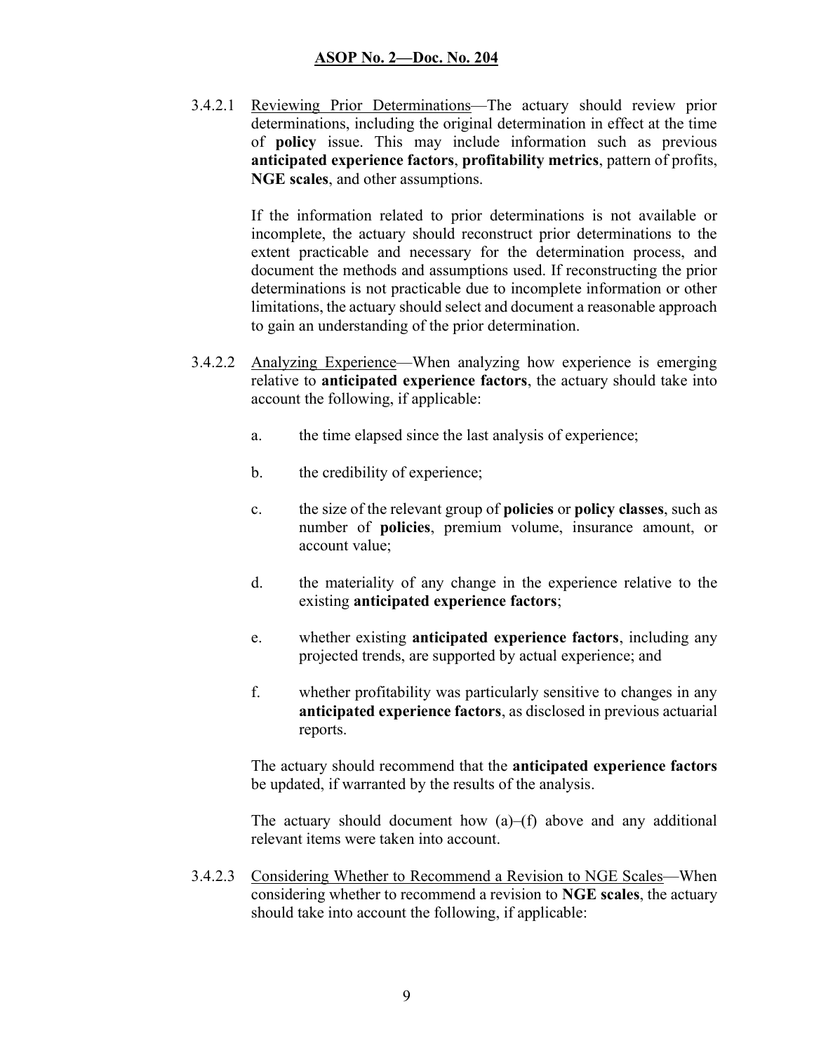3.4.2.1 Reviewing Prior Determinations—The actuary should review prior determinations, including the original determination in effect at the time of **policy** issue. This may include information such as previous **anticipated experience factors**, **profitability metrics**, pattern of profits, **NGE scales**, and other assumptions.

If the information related to prior determinations is not available or incomplete, the actuary should reconstruct prior determinations to the extent practicable and necessary for the determination process, and document the methods and assumptions used. If reconstructing the prior determinations is not practicable due to incomplete information or other limitations, the actuary should select and document a reasonable approach to gain an understanding of the prior determination.

3.4.2.2 Analyzing Experience—When analyzing how experience is emerging relative to **anticipated experience factors**, the actuary should take into account the following, if applicable:

a. the time elapsed since the last analysis of experience;

b. the credibility of experience;

c. the size of the relevant group of **policies** or **policy classes**, such as number of **policies**, premium volume, insurance amount, or account value;

d. the materiality of any change in the experience relative to the existing **anticipated experience factors**;

e. whether existing **anticipated experience factors**, including any projected trends, are supported by actual experience; and

f. whether profitability was particularly sensitive to changes in any **anticipated experience factors**, as disclosed in previous actuarial reports.

The actuary should recommend that the **anticipated experience factors** be updated, if warranted by the results of the analysis.

The actuary should document how (a)–(f) above and any additional relevant items were taken into account.

3.4.2.3 Considering Whether to Recommend a Revision to NGE Scales—When considering whether to recommend a revision to **NGE scales**, the actuary should take into account the following, if applicable: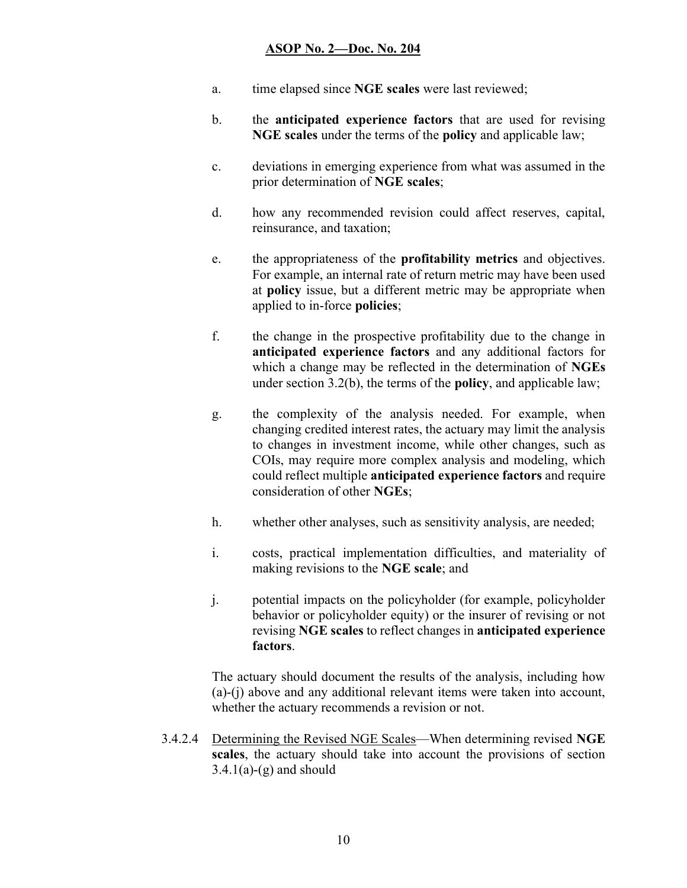a. time elapsed since **NGE scales** were last reviewed;

b. the **anticipated experience factors** that are used for revising **NGE scales** under the terms of the **policy** and applicable law;

c. deviations in emerging experience from what was assumed in the prior determination of **NGE scales**;

d. how any recommended revision could affect reserves, capital, reinsurance, and taxation;

e. the appropriateness of the **profitability metrics** and objectives. For example, an internal rate of return metric may have been used at **policy** issue, but a different metric may be appropriate when applied to in-force **policies**;

f. the change in the prospective profitability due to the change in **anticipated experience factors** and any additional factors for which a change may be reflected in the determination of **NGEs** under section 3.2(b), the terms of the **policy**, and applicable law;

g. the complexity of the analysis needed. For example, when changing credited interest rates, the actuary may limit the analysis to changes in investment income, while other changes, such as COIs, may require more complex analysis and modeling, which could reflect multiple **anticipated experience factors** and require consideration of other **NGEs**;

h. whether other analyses, such as sensitivity analysis, are needed;

i. costs, practical implementation difficulties, and materiality of making revisions to the **NGE scale**; and

j. potential impacts on the policyholder (for example, policyholder behavior or policyholder equity) or the insurer of revising or not revising **NGE scales** to reflect changes in **anticipated experience factors**.

The actuary should document the results of the analysis, including how (a)-(j) above and any additional relevant items were taken into account, whether the actuary recommends a revision or not.

3.4.2.4 Determining the Revised NGE Scales—When determining revised **NGE scales**, the actuary should take into account the provisions of section 3.4.1(a)-(g) and should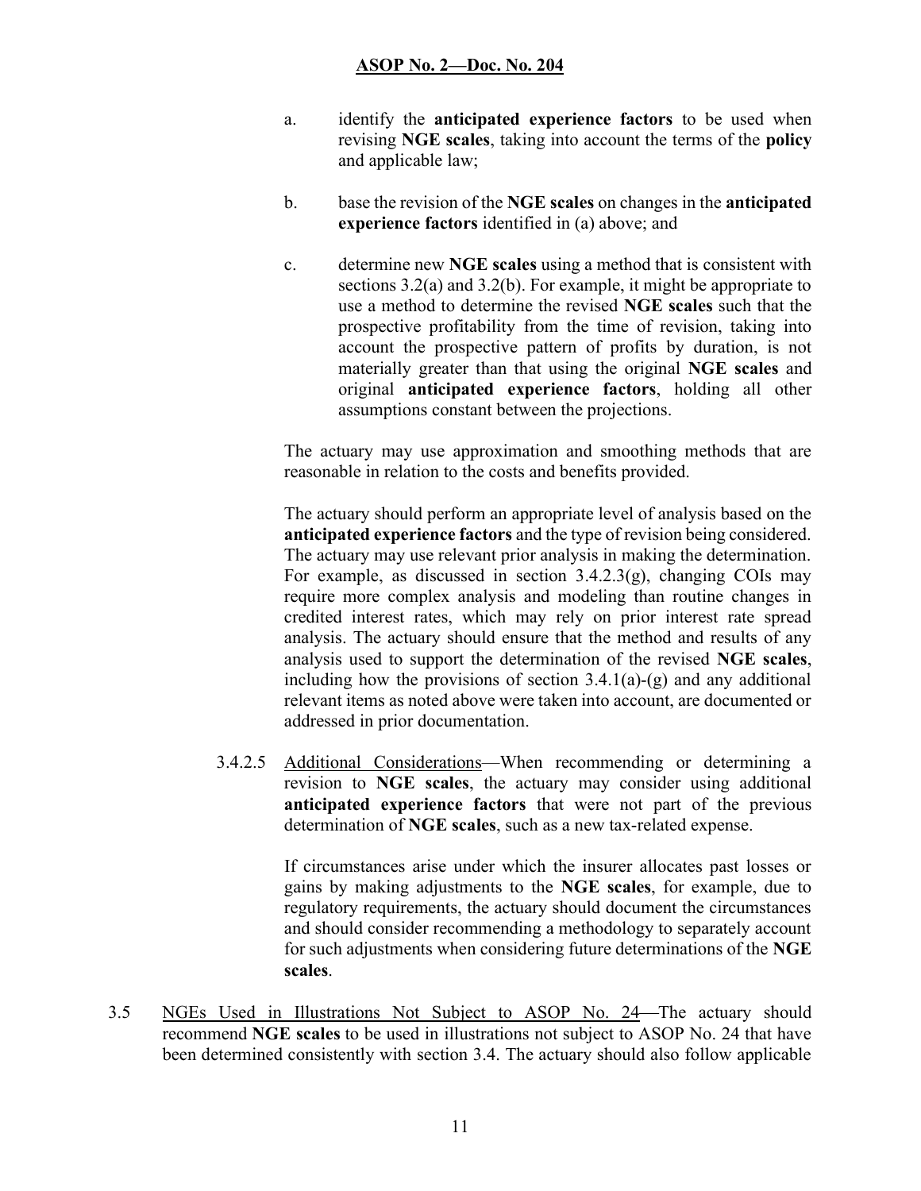a. identify the **anticipated experience factors** to be used when revising **NGE scales**, taking into account the terms of the **policy** and applicable law;

b. base the revision of the **NGE scales** on changes in the **anticipated experience factors** identified in (a) above; and

c. determine new **NGE scales** using a method that is consistent with sections 3.2(a) and 3.2(b). For example, it might be appropriate to use a method to determine the revised **NGE scales** such that the prospective profitability from the time of revision, taking into account the prospective pattern of profits by duration, is not materially greater than that using the original **NGE scales** and original **anticipated experience factors**, holding all other assumptions constant between the projections.

The actuary may use approximation and smoothing methods that are reasonable in relation to the costs and benefits provided.

The actuary should perform an appropriate level of analysis based on the **anticipated experience factors** and the type of revision being considered. The actuary may use relevant prior analysis in making the determination. For example, as discussed in section 3.4.2.3(g), changing COIs may require more complex analysis and modeling than routine changes in credited interest rates, which may rely on prior interest rate spread analysis. The actuary should ensure that the method and results of any analysis used to support the determination of the revised **NGE scales**, including how the provisions of section 3.4.1(a)-(g) and any additional relevant items as noted above were taken into account, are documented or addressed in prior documentation.

3.4.2.5 Additional Considerations—When recommending or determining a revision to **NGE scales**, the actuary may consider using additional **anticipated experience factors** that were not part of the previous determination of **NGE scales**, such as a new tax-related expense.

If circumstances arise under which the insurer allocates past losses or gains by making adjustments to the **NGE scales**, for example, due to regulatory requirements, the actuary should document the circumstances and should consider recommending a methodology to separately account for such adjustments when considering future determinations of the **NGE scales**.

3.5 NGEs Used in Illustrations Not Subject to ASOP No. 24—The actuary should recommend **NGE scales** to be used in illustrations not subject to ASOP No. 24 that have been determined consistently with section 3.4. The actuary should also follow applicable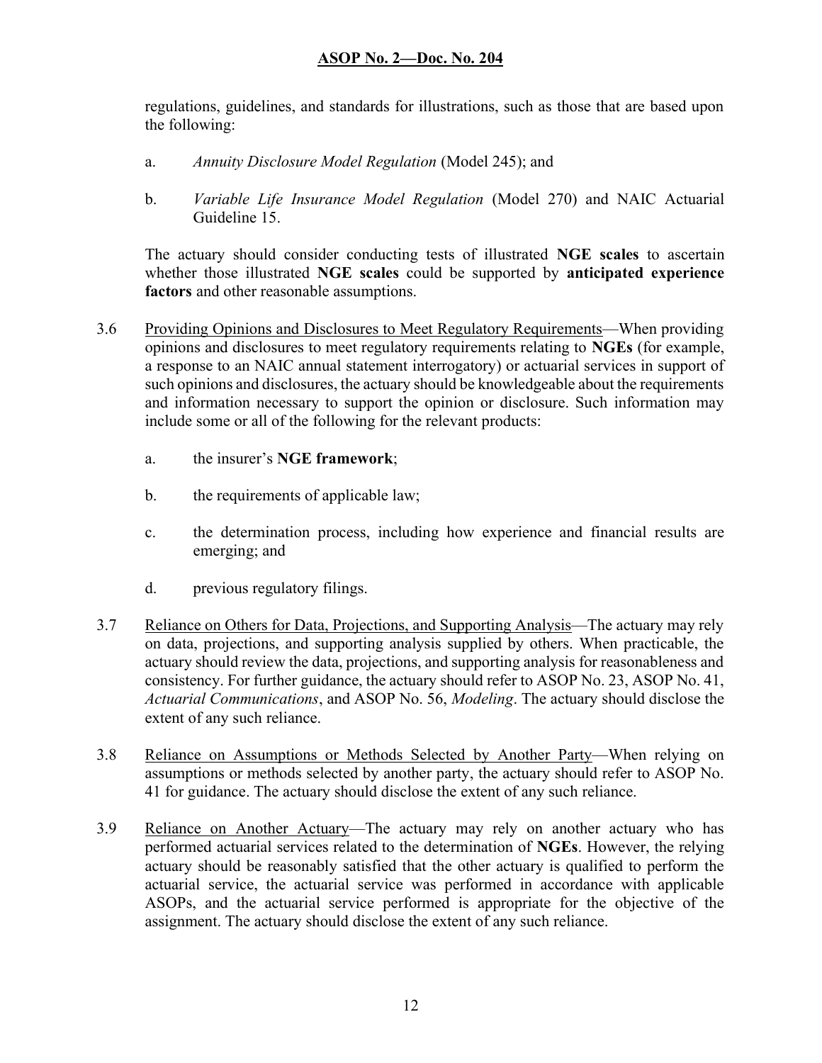regulations, guidelines, and standards for illustrations, such as those that are based upon the following:

a. *Annuity Disclosure Model Regulation* (Model 245); and

b. *Variable Life Insurance Model Regulation* (Model 270) and NAIC Actuarial Guideline 15.

The actuary should consider conducting tests of illustrated **NGE scales** to ascertain whether those illustrated **NGE scales** could be supported by **anticipated experience factors** and other reasonable assumptions.

3.6 Providing Opinions and Disclosures to Meet Regulatory Requirements—When providing opinions and disclosures to meet regulatory requirements relating to **NGEs** (for example, a response to an NAIC annual statement interrogatory) or actuarial services in support of such opinions and disclosures, the actuary should be knowledgeable about the requirements and information necessary to support the opinion or disclosure. Such information may include some or all of the following for the relevant products:

a. the insurer's **NGE framework**;

b. the requirements of applicable law;

c. the determination process, including how experience and financial results are emerging; and

d. previous regulatory filings.

3.7 Reliance on Others for Data, Projections, and Supporting Analysis—The actuary may rely on data, projections, and supporting analysis supplied by others. When practicable, the actuary should review the data, projections, and supporting analysis for reasonableness and consistency. For further guidance, the actuary should refer to ASOP No. 23, ASOP No. 41, *Actuarial Communications*, and ASOP No. 56, *Modeling*. The actuary should disclose the extent of any such reliance.

3.8 Reliance on Assumptions or Methods Selected by Another Party—When relying on assumptions or methods selected by another party, the actuary should refer to ASOP No. 41 for guidance. The actuary should disclose the extent of any such reliance.

3.9 Reliance on Another Actuary—The actuary may rely on another actuary who has performed actuarial services related to the determination of **NGEs**. However, the relying actuary should be reasonably satisfied that the other actuary is qualified to perform the actuarial service, the actuarial service was performed in accordance with applicable ASOPs, and the actuarial service performed is appropriate for the objective of the assignment. The actuary should disclose the extent of any such reliance.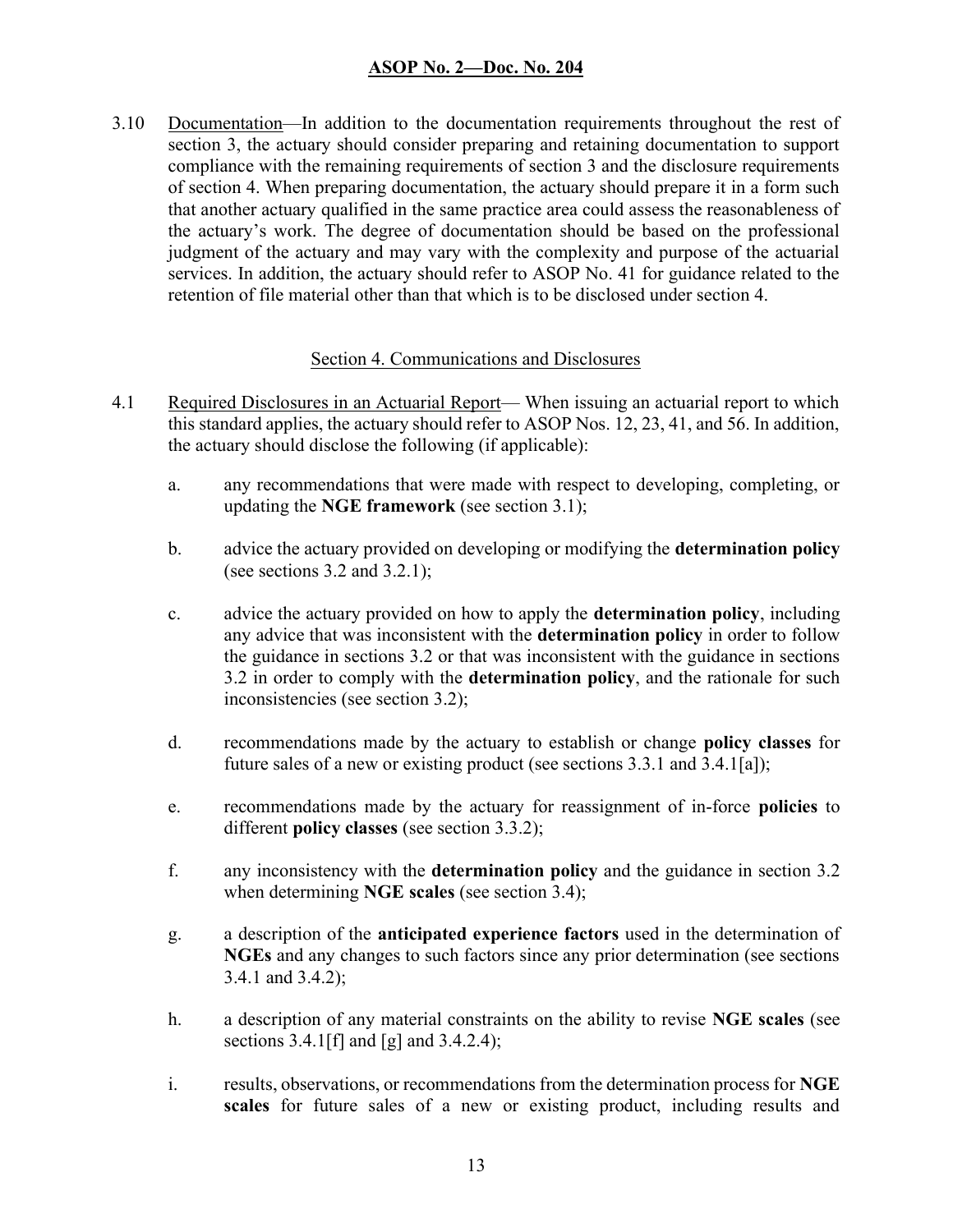3.10 Documentation—In addition to the documentation requirements throughout the rest of section 3, the actuary should consider preparing and retaining documentation to support compliance with the remaining requirements of section 3 and the disclosure requirements of section 4. When preparing documentation, the actuary should prepare it in a form such that another actuary qualified in the same practice area could assess the reasonableness of the actuary's work. The degree of documentation should be based on the professional judgment of the actuary and may vary with the complexity and purpose of the actuarial services. In addition, the actuary should refer to ASOP No. 41 for guidance related to the retention of file material other than that which is to be disclosed under section 4.

## Section 4. Communications and Disclosures

4.1 Required Disclosures in an Actuarial Report— When issuing an actuarial report to which this standard applies, the actuary should refer to ASOP Nos. 12, 23, 41, and 56. In addition, the actuary should disclose the following (if applicable):

a. any recommendations that were made with respect to developing, completing, or updating the **NGE framework** (see section 3.1);

b. advice the actuary provided on developing or modifying the **determination policy** (see sections 3.2 and 3.2.1);

c. advice the actuary provided on how to apply the **determination policy**, including any advice that was inconsistent with the **determination policy** in order to follow the guidance in sections 3.2 or that was inconsistent with the guidance in sections 3.2 in order to comply with the **determination policy**, and the rationale for such inconsistencies (see section 3.2);

d. recommendations made by the actuary to establish or change **policy classes** for future sales of a new or existing product (see sections 3.3.1 and 3.4.1[a]);

e. recommendations made by the actuary for reassignment of in-force **policies** to different **policy classes** (see section 3.3.2);

f. any inconsistency with the **determination policy** and the guidance in section 3.2 when determining **NGE scales** (see section 3.4);

g. a description of the **anticipated experience factors** used in the determination of **NGEs** and any changes to such factors since any prior determination (see sections 3.4.1 and 3.4.2);

h. a description of any material constraints on the ability to revise **NGE scales** (see sections 3.4.1[f] and [g] and 3.4.2.4);

i. results, observations, or recommendations from the determination process for **NGE scales** for future sales of a new or existing product, including results and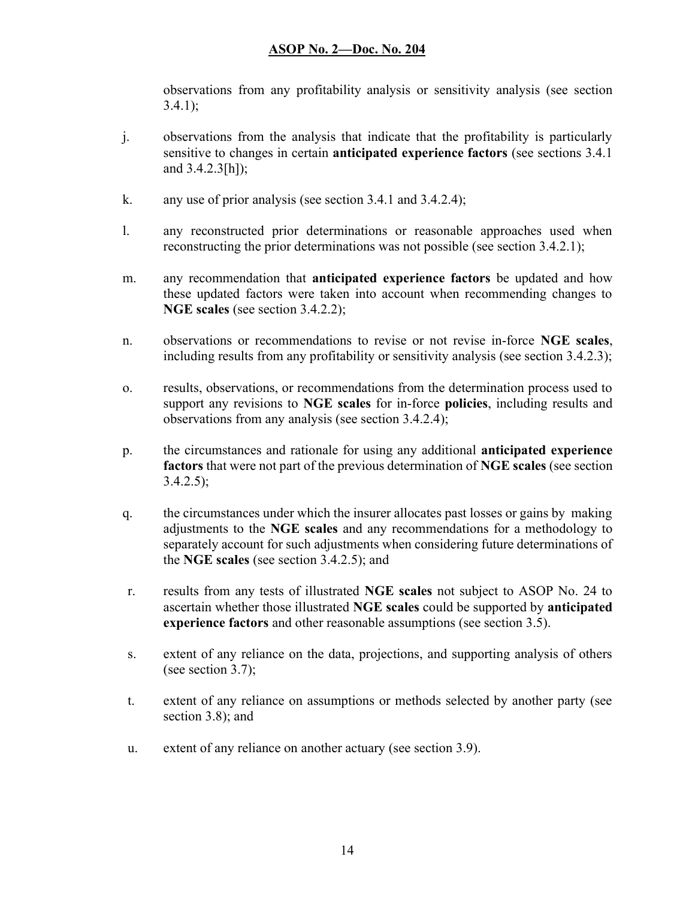observations from any profitability analysis or sensitivity analysis (see section 3.4.1);

j. observations from the analysis that indicate that the profitability is particularly sensitive to changes in certain **anticipated experience factors** (see sections 3.4.1 and 3.4.2.3[h]);

k. any use of prior analysis (see section 3.4.1 and 3.4.2.4);

l. any reconstructed prior determinations or reasonable approaches used when reconstructing the prior determinations was not possible (see section 3.4.2.1);

m. any recommendation that **anticipated experience factors** be updated and how these updated factors were taken into account when recommending changes to **NGE scales** (see section 3.4.2.2);

n. observations or recommendations to revise or not revise in-force **NGE scales**, including results from any profitability or sensitivity analysis (see section 3.4.2.3);

o. results, observations, or recommendations from the determination process used to support any revisions to **NGE scales** for in-force **policies**, including results and observations from any analysis (see section 3.4.2.4);

p. the circumstances and rationale for using any additional **anticipated experience factors** that were not part of the previous determination of **NGE scales** (see section 3.4.2.5);

q. the circumstances under which the insurer allocates past losses or gains by making adjustments to the **NGE scales** and any recommendations for a methodology to separately account for such adjustments when considering future determinations of the **NGE scales** (see section 3.4.2.5); and

r. results from any tests of illustrated **NGE scales** not subject to ASOP No. 24 to ascertain whether those illustrated **NGE scales** could be supported by **anticipated experience factors** and other reasonable assumptions (see section 3.5).

s. extent of any reliance on the data, projections, and supporting analysis of others (see section 3.7);

t. extent of any reliance on assumptions or methods selected by another party (see section 3.8); and

u. extent of any reliance on another actuary (see section 3.9).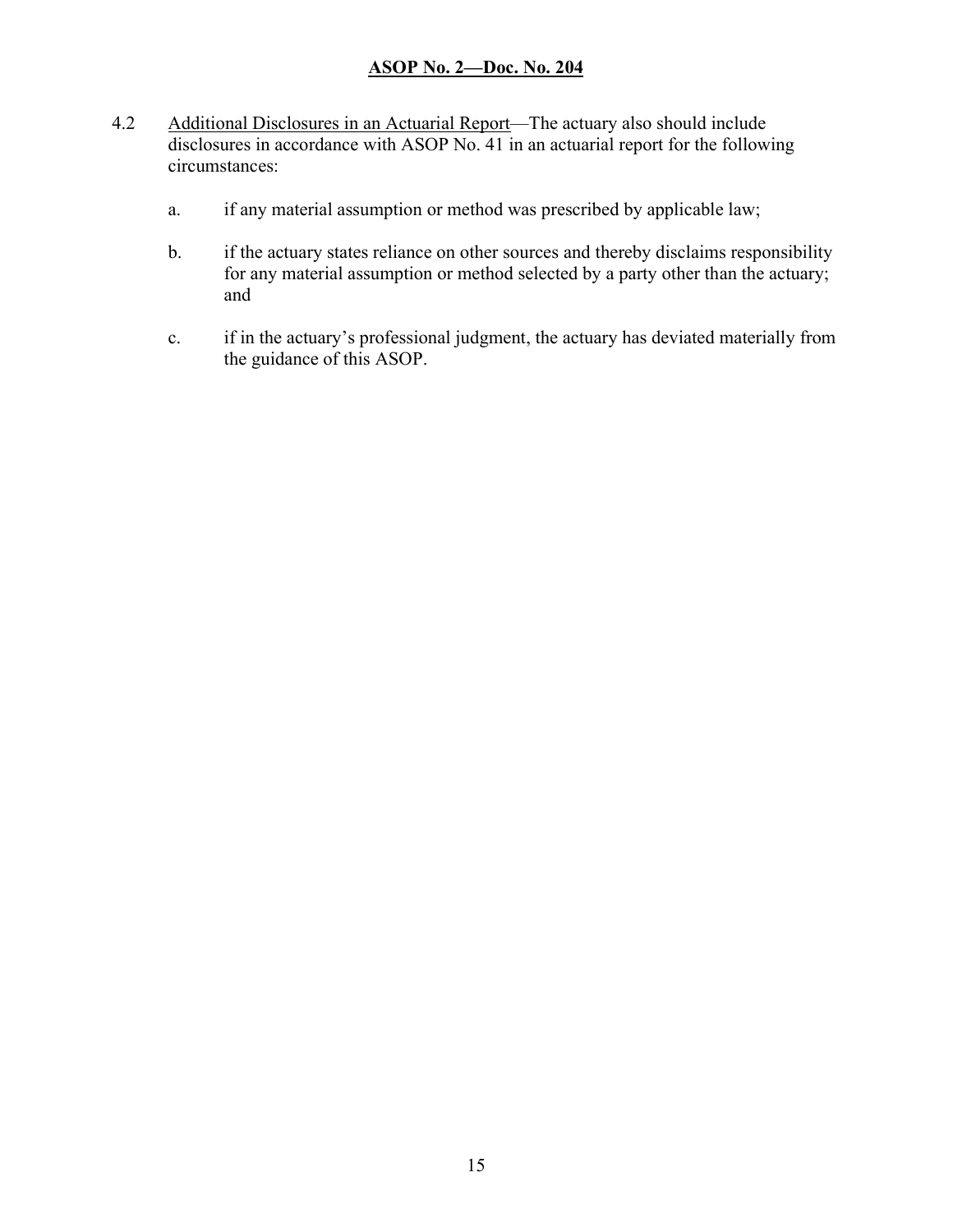4.2 Additional Disclosures in an Actuarial Report—The actuary also should include disclosures in accordance with ASOP No. 41 in an actuarial report for the following circumstances:

a. if any material assumption or method was prescribed by applicable law;

b. if the actuary states reliance on other sources and thereby disclaims responsibility for any material assumption or method selected by a party other than the actuary; and

c. if in the actuary's professional judgment, the actuary has deviated materially from the guidance of this ASOP.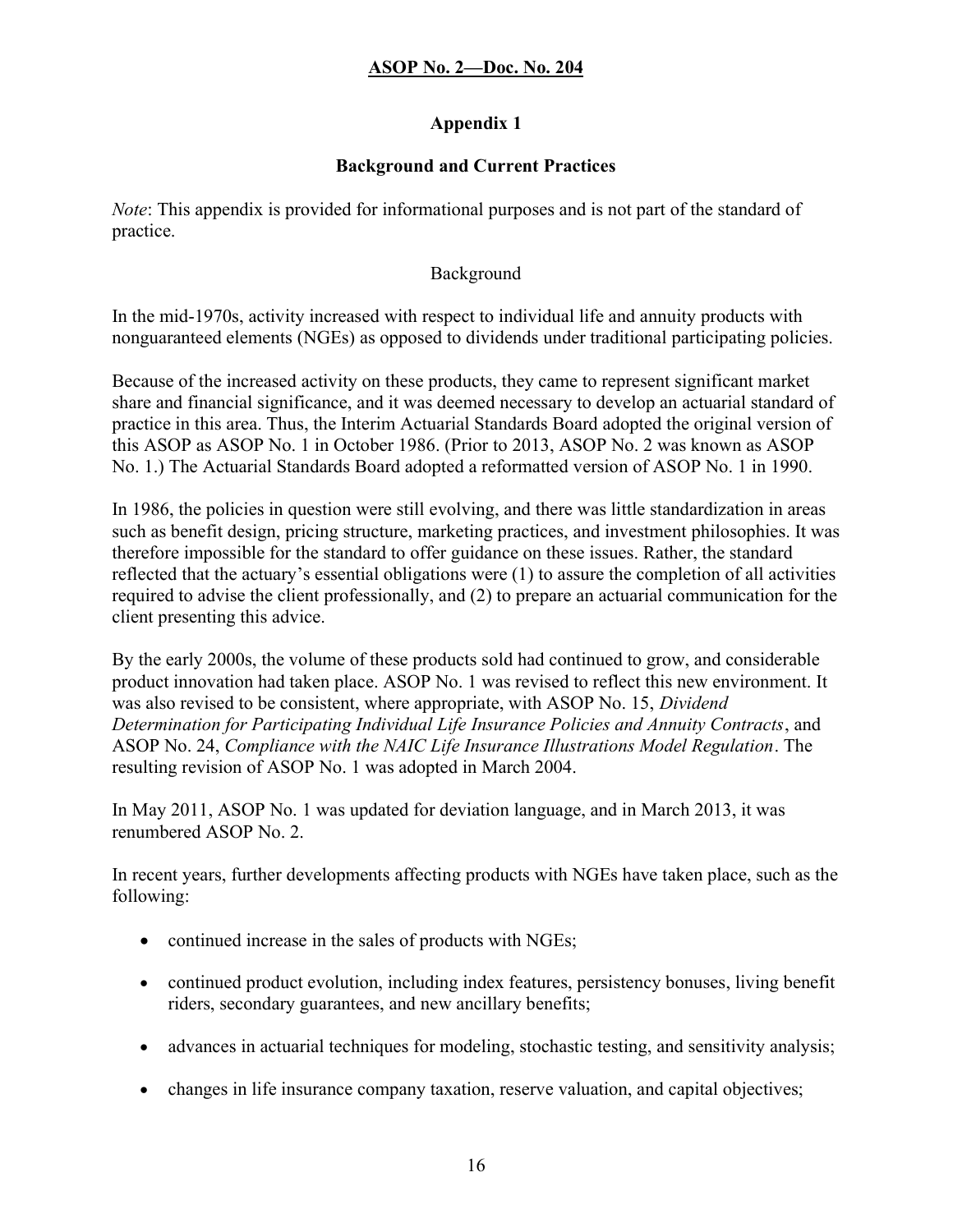## Appendix 1

### Background and Current Practices

*Note*: This appendix is provided for informational purposes and is not part of the standard of practice.

#### Background

In the mid-1970s, activity increased with respect to individual life and annuity products with nonguaranteed elements (NGEs) as opposed to dividends under traditional participating policies.

Because of the increased activity on these products, they came to represent significant market share and financial significance, and it was deemed necessary to develop an actuarial standard of practice in this area. Thus, the Interim Actuarial Standards Board adopted the original version of this ASOP as ASOP No. 1 in October 1986. (Prior to 2013, ASOP No. 2 was known as ASOP No. 1.) The Actuarial Standards Board adopted a reformatted version of ASOP No. 1 in 1990.

In 1986, the policies in question were still evolving, and there was little standardization in areas such as benefit design, pricing structure, marketing practices, and investment philosophies. It was therefore impossible for the standard to offer guidance on these issues. Rather, the standard reflected that the actuary's essential obligations were (1) to assure the completion of all activities required to advise the client professionally, and (2) to prepare an actuarial communication for the client presenting this advice.

By the early 2000s, the volume of these products sold had continued to grow, and considerable product innovation had taken place. ASOP No. 1 was revised to reflect this new environment. It was also revised to be consistent, where appropriate, with ASOP No. 15, *Dividend Determination for Participating Individual Life Insurance Policies and Annuity Contracts*, and ASOP No. 24, *Compliance with the NAIC Life Insurance Illustrations Model Regulation*. The resulting revision of ASOP No. 1 was adopted in March 2004.

In May 2011, ASOP No. 1 was updated for deviation language, and in March 2013, it was renumbered ASOP No. 2.

In recent years, further developments affecting products with NGEs have taken place, such as the following:

- continued increase in the sales of products with NGEs;
- continued product evolution, including index features, persistency bonuses, living benefit riders, secondary guarantees, and new ancillary benefits;
- advances in actuarial techniques for modeling, stochastic testing, and sensitivity analysis;
- changes in life insurance company taxation, reserve valuation, and capital objectives;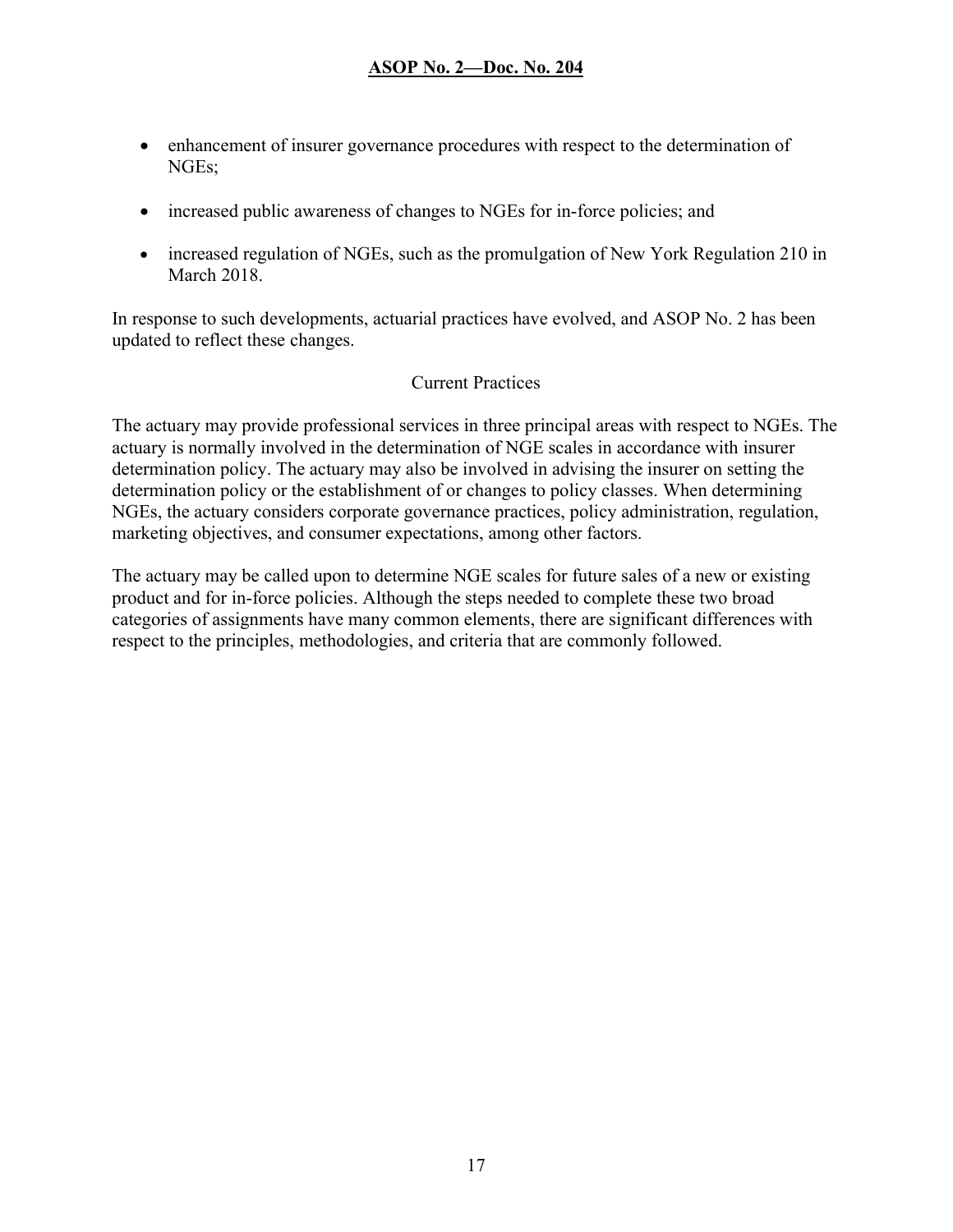- enhancement of insurer governance procedures with respect to the determination of NGEs;
- increased public awareness of changes to NGEs for in-force policies; and
- increased regulation of NGEs, such as the promulgation of New York Regulation 210 in March 2018.

In response to such developments, actuarial practices have evolved, and ASOP No. 2 has been updated to reflect these changes.

### Current Practices

The actuary may provide professional services in three principal areas with respect to NGEs. The actuary is normally involved in the determination of NGE scales in accordance with insurer determination policy. The actuary may also be involved in advising the insurer on setting the determination policy or the establishment of or changes to policy classes. When determining NGEs, the actuary considers corporate governance practices, policy administration, regulation, marketing objectives, and consumer expectations, among other factors.

The actuary may be called upon to determine NGE scales for future sales of a new or existing product and for in-force policies. Although the steps needed to complete these two broad categories of assignments have many common elements, there are significant differences with respect to the principles, methodologies, and criteria that are commonly followed.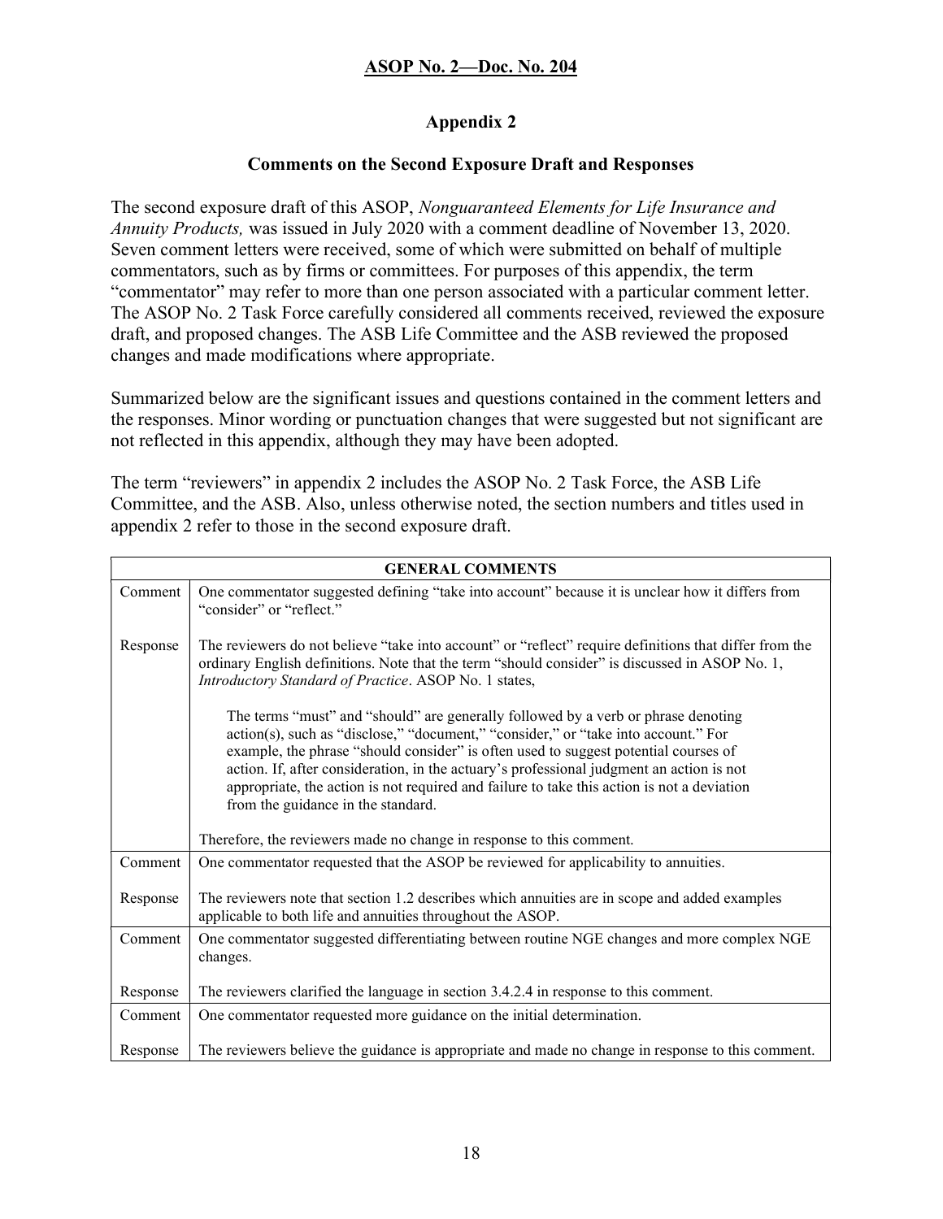## ASOP No. 2—Doc. No. 204

### Appendix 2

### Comments on the Second Exposure Draft and Responses

The second exposure draft of this ASOP, *Nonguaranteed Elements for Life Insurance and Annuity Products,* was issued in July 2020 with a comment deadline of November 13, 2020. Seven comment letters were received, some of which were submitted on behalf of multiple commentators, such as by firms or committees. For purposes of this appendix, the term "commentator" may refer to more than one person associated with a particular comment letter. The ASOP No. 2 Task Force carefully considered all comments received, reviewed the exposure draft, and proposed changes. The ASB Life Committee and the ASB reviewed the proposed changes and made modifications where appropriate.

Summarized below are the significant issues and questions contained in the comment letters and the responses. Minor wording or punctuation changes that were suggested but not significant are not reflected in this appendix, although they may have been adopted.

The term "reviewers" in appendix 2 includes the ASOP No. 2 Task Force, the ASB Life Committee, and the ASB. Also, unless otherwise noted, the section numbers and titles used in appendix 2 refer to those in the second exposure draft.

| GENERAL COMMENTS | |
|---|---|
| Comment | One commentator suggested defining "take into account" because it is unclear how it differs from "consider" or "reflect." |
| Response | The reviewers do not believe "take into account" or "reflect" require definitions that differ from the ordinary English definitions. Note that the term "should consider" is discussed in ASOP No. 1, *Introductory Standard of Practice*. ASOP No. 1 states,<br><br>The terms "must" and "should" are generally followed by a verb or phrase denoting action(s), such as "disclose," "document," "consider," or "take into account." For example, the phrase "should consider" is often used to suggest potential courses of action. If, after consideration, in the actuary's professional judgment an action is not appropriate, the action is not required and failure to take this action is not a deviation from the guidance in the standard.<br><br>Therefore, the reviewers made no change in response to this comment. |
| Comment | One commentator requested that the ASOP be reviewed for applicability to annuities. |
| Response | The reviewers note that section 1.2 describes which annuities are in scope and added examples applicable to both life and annuities throughout the ASOP. |
| Comment | One commentator suggested differentiating between routine NGE changes and more complex NGE changes. |
| Response | The reviewers clarified the language in section 3.4.2.4 in response to this comment. |
| Comment | One commentator requested more guidance on the initial determination. |
| Response | The reviewers believe the guidance is appropriate and made no change in response to this comment. |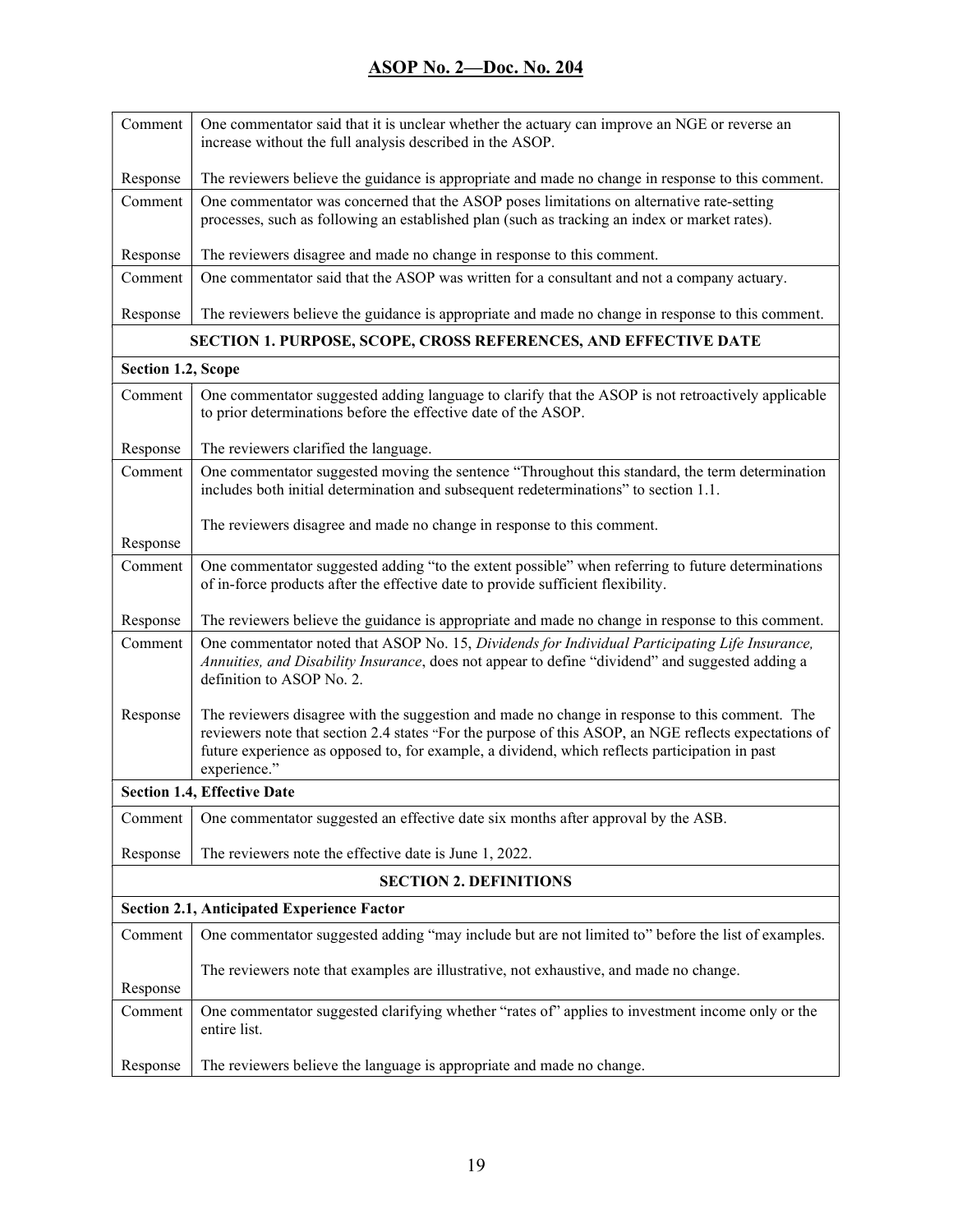| | |
|---|---|
| Comment | One commentator said that it is unclear whether the actuary can improve an NGE or reverse an increase without the full analysis described in the ASOP. |
| Response | The reviewers believe the guidance is appropriate and made no change in response to this comment. |
| Comment | One commentator was concerned that the ASOP poses limitations on alternative rate-setting processes, such as following an established plan (such as tracking an index or market rates). |
| Response | The reviewers disagree and made no change in response to this comment. |
| Comment | One commentator said that the ASOP was written for a consultant and not a company actuary. |
| Response | The reviewers believe the guidance is appropriate and made no change in response to this comment. |
| **SECTION 1. PURPOSE, SCOPE, CROSS REFERENCES, AND EFFECTIVE DATE** | |
| **Section 1.2, Scope** | |
| Comment | One commentator suggested adding language to clarify that the ASOP is not retroactively applicable to prior determinations before the effective date of the ASOP. |
| Response | The reviewers clarified the language. |
| Comment | One commentator suggested moving the sentence "Throughout this standard, the term determination includes both initial determination and subsequent redeterminations" to section 1.1. |
| Response | The reviewers disagree and made no change in response to this comment. |
| Comment | One commentator suggested adding "to the extent possible" when referring to future determinations of in-force products after the effective date to provide sufficient flexibility. |
| Response | The reviewers believe the guidance is appropriate and made no change in response to this comment. |
| Comment | One commentator noted that ASOP No. 15, *Dividends for Individual Participating Life Insurance, Annuities, and Disability Insurance*, does not appear to define "dividend" and suggested adding a definition to ASOP No. 2. |
| Response | The reviewers disagree with the suggestion and made no change in response to this comment. The reviewers note that section 2.4 states "For the purpose of this ASOP, an NGE reflects expectations of future experience as opposed to, for example, a dividend, which reflects participation in past experience." |
| **Section 1.4, Effective Date** | |
| Comment | One commentator suggested an effective date six months after approval by the ASB. |
| Response | The reviewers note the effective date is June 1, 2022. |
| **SECTION 2. DEFINITIONS** | |
| **Section 2.1, Anticipated Experience Factor** | |
| Comment | One commentator suggested adding "may include but are not limited to" before the list of examples. |
| Response | The reviewers note that examples are illustrative, not exhaustive, and made no change. |
| Comment | One commentator suggested clarifying whether "rates of" applies to investment income only or the entire list. |
| Response | The reviewers believe the language is appropriate and made no change. |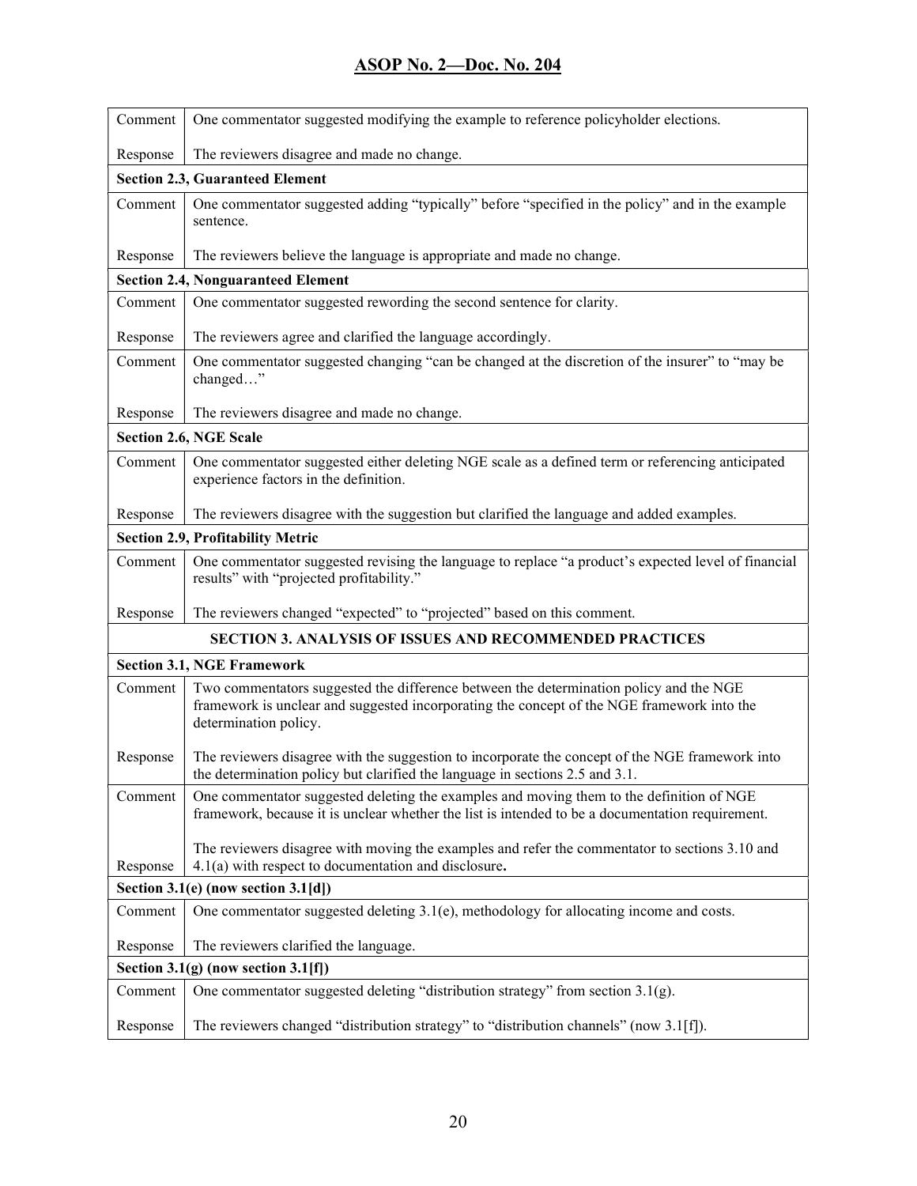| | |
|---|---|
| Comment | One commentator suggested modifying the example to reference policyholder elections. |
| Response | The reviewers disagree and made no change. |
| **Section 2.3, Guaranteed Element** | |
| Comment | One commentator suggested adding "typically" before "specified in the policy" and in the example sentence. |
| Response | The reviewers believe the language is appropriate and made no change. |
| **Section 2.4, Nonguaranteed Element** | |
| Comment | One commentator suggested rewording the second sentence for clarity. |
| Response | The reviewers agree and clarified the language accordingly. |
| Comment | One commentator suggested changing "can be changed at the discretion of the insurer" to "may be changed…" |
| Response | The reviewers disagree and made no change. |
| **Section 2.6, NGE Scale** | |
| Comment | One commentator suggested either deleting NGE scale as a defined term or referencing anticipated experience factors in the definition. |
| Response | The reviewers disagree with the suggestion but clarified the language and added examples. |
| **Section 2.9, Profitability Metric** | |
| Comment | One commentator suggested revising the language to replace "a product's expected level of financial results" with "projected profitability." |
| Response | The reviewers changed "expected" to "projected" based on this comment. |
| **SECTION 3. ANALYSIS OF ISSUES AND RECOMMENDED PRACTICES** | |
| **Section 3.1, NGE Framework** | |
| Comment | Two commentators suggested the difference between the determination policy and the NGE framework is unclear and suggested incorporating the concept of the NGE framework into the determination policy. |
| Response | The reviewers disagree with the suggestion to incorporate the concept of the NGE framework into the determination policy but clarified the language in sections 2.5 and 3.1. |
| Comment | One commentator suggested deleting the examples and moving them to the definition of NGE framework, because it is unclear whether the list is intended to be a documentation requirement. |
| Response | The reviewers disagree with moving the examples and refer the commentator to sections 3.10 and 4.1(a) with respect to documentation and disclosure**.** |
| **Section 3.1(e) (now section 3.1[d])** | |
| Comment | One commentator suggested deleting 3.1(e), methodology for allocating income and costs. |
| Response | The reviewers clarified the language. |
| **Section 3.1(g) (now section 3.1[f])** | |
| Comment | One commentator suggested deleting "distribution strategy" from section 3.1(g). |
| Response | The reviewers changed "distribution strategy" to "distribution channels" (now 3.1[f]). |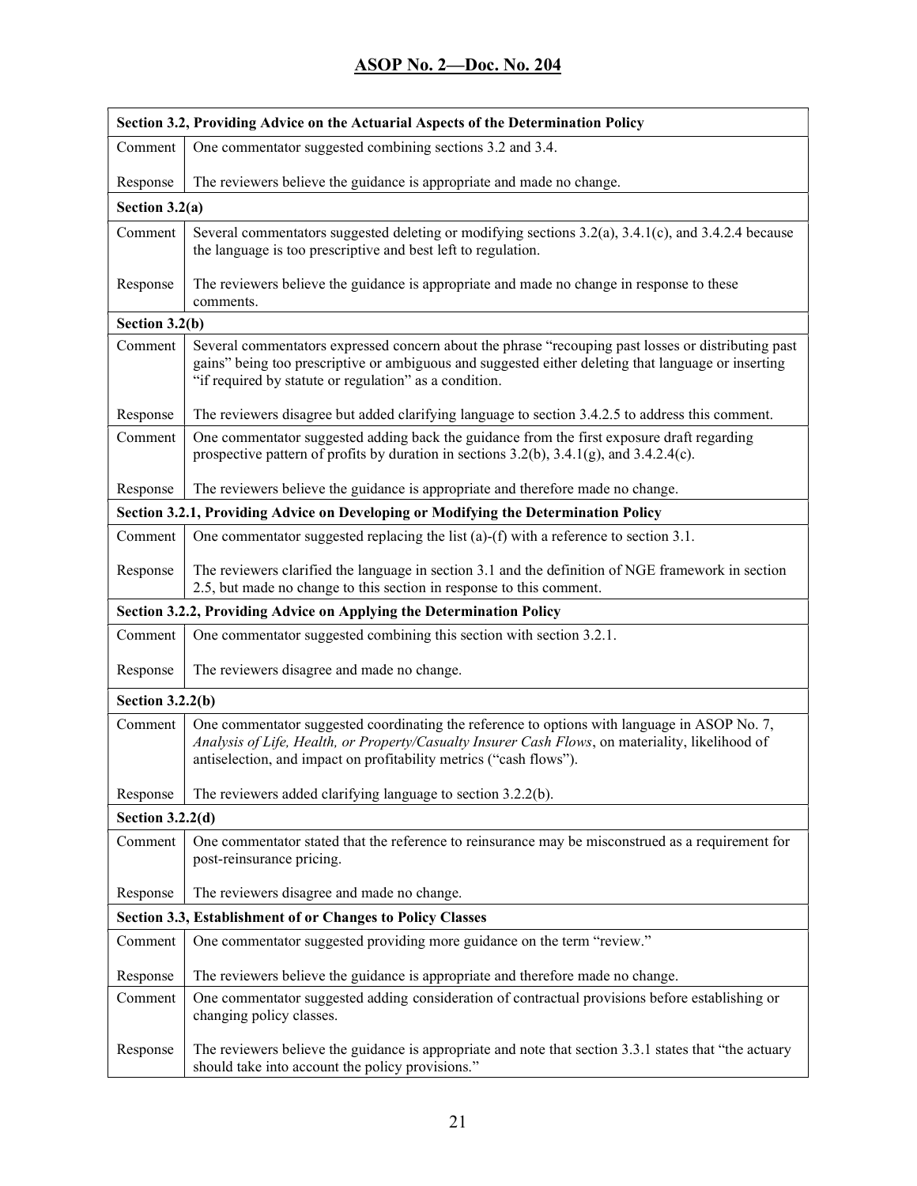| Section 3.2, Providing Advice on the Actuarial Aspects of the Determination Policy | |
|---|---|
| Comment | One commentator suggested combining sections 3.2 and 3.4. |
| Response | The reviewers believe the guidance is appropriate and made no change. |
| **Section 3.2(a)** | |
| Comment | Several commentators suggested deleting or modifying sections 3.2(a), 3.4.1(c), and 3.4.2.4 because the language is too prescriptive and best left to regulation. |
| Response | The reviewers believe the guidance is appropriate and made no change in response to these comments. |
| **Section 3.2(b)** | |
| Comment | Several commentators expressed concern about the phrase "recouping past losses or distributing past gains" being too prescriptive or ambiguous and suggested either deleting that language or inserting "if required by statute or regulation" as a condition. |
| Response | The reviewers disagree but added clarifying language to section 3.4.2.5 to address this comment. |
| Comment | One commentator suggested adding back the guidance from the first exposure draft regarding prospective pattern of profits by duration in sections 3.2(b), 3.4.1(g), and 3.4.2.4(c). |
| Response | The reviewers believe the guidance is appropriate and therefore made no change. |
| **Section 3.2.1, Providing Advice on Developing or Modifying the Determination Policy** | |
| Comment | One commentator suggested replacing the list (a)-(f) with a reference to section 3.1. |
| Response | The reviewers clarified the language in section 3.1 and the definition of NGE framework in section 2.5, but made no change to this section in response to this comment. |
| **Section 3.2.2, Providing Advice on Applying the Determination Policy** | |
| Comment | One commentator suggested combining this section with section 3.2.1. |
| Response | The reviewers disagree and made no change. |
| **Section 3.2.2(b)** | |
| Comment | One commentator suggested coordinating the reference to options with language in ASOP No. 7, *Analysis of Life, Health, or Property/Casualty Insurer Cash Flows*, on materiality, likelihood of antiselection, and impact on profitability metrics ("cash flows"). |
| Response | The reviewers added clarifying language to section 3.2.2(b). |
| **Section 3.2.2(d)** | |
| Comment | One commentator stated that the reference to reinsurance may be misconstrued as a requirement for post-reinsurance pricing. |
| Response | The reviewers disagree and made no change. |
| **Section 3.3, Establishment of or Changes to Policy Classes** | |
| Comment | One commentator suggested providing more guidance on the term "review." |
| Response | The reviewers believe the guidance is appropriate and therefore made no change. |
| Comment | One commentator suggested adding consideration of contractual provisions before establishing or changing policy classes. |
| Response | The reviewers believe the guidance is appropriate and note that section 3.3.1 states that "the actuary should take into account the policy provisions." |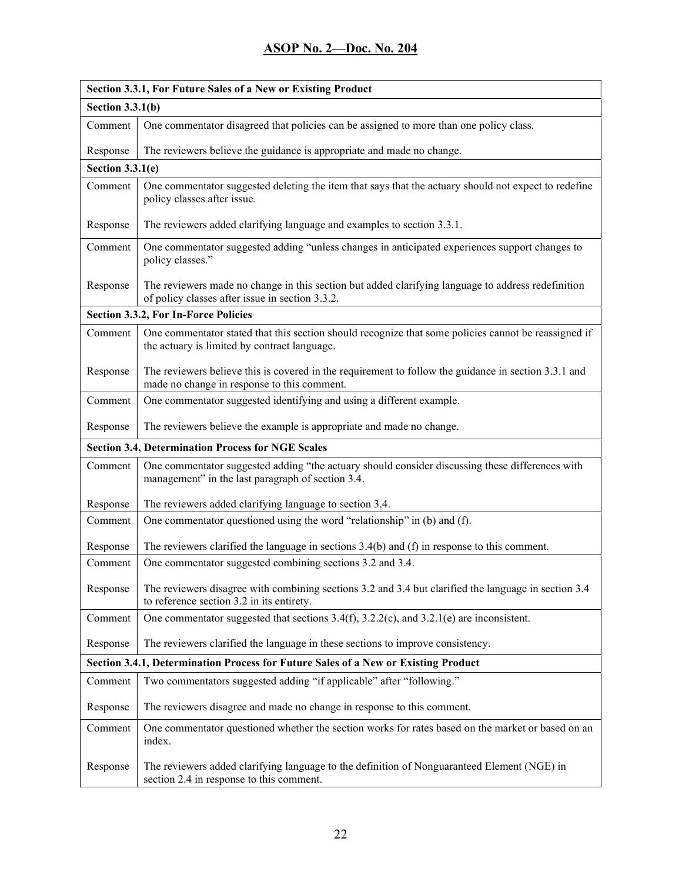| Section 3.3.1, For Future Sales of a New or Existing Product | |
|---|---|
| **Section 3.3.1(b)** | |
| Comment | One commentator disagreed that policies can be assigned to more than one policy class. |
| Response | The reviewers believe the guidance is appropriate and made no change. |
| **Section 3.3.1(e)** | |
| Comment | One commentator suggested deleting the item that says that the actuary should not expect to redefine policy classes after issue. |
| Response | The reviewers added clarifying language and examples to section 3.3.1. |
| Comment | One commentator suggested adding "unless changes in anticipated experiences support changes to policy classes." |
| Response | The reviewers made no change in this section but added clarifying language to address redefinition of policy classes after issue in section 3.3.2. |
| **Section 3.3.2, For In-Force Policies** | |
| Comment | One commentator stated that this section should recognize that some policies cannot be reassigned if the actuary is limited by contract language. |
| Response | The reviewers believe this is covered in the requirement to follow the guidance in section 3.3.1 and made no change in response to this comment. |
| Comment | One commentator suggested identifying and using a different example. |
| Response | The reviewers believe the example is appropriate and made no change. |
| **Section 3.4, Determination Process for NGE Scales** | |
| Comment | One commentator suggested adding "the actuary should consider discussing these differences with management" in the last paragraph of section 3.4. |
| Response | The reviewers added clarifying language to section 3.4. |
| Comment | One commentator questioned using the word "relationship" in (b) and (f). |
| Response | The reviewers clarified the language in sections 3.4(b) and (f) in response to this comment. |
| Comment | One commentator suggested combining sections 3.2 and 3.4. |
| Response | The reviewers disagree with combining sections 3.2 and 3.4 but clarified the language in section 3.4 to reference section 3.2 in its entirety. |
| Comment | One commentator suggested that sections 3.4(f), 3.2.2(c), and 3.2.1(e) are inconsistent. |
| Response | The reviewers clarified the language in these sections to improve consistency. |
| **Section 3.4.1, Determination Process for Future Sales of a New or Existing Product** | |
| Comment | Two commentators suggested adding "if applicable" after "following." |
| Response | The reviewers disagree and made no change in response to this comment. |
| Comment | One commentator questioned whether the section works for rates based on the market or based on an index. |
| Response | The reviewers added clarifying language to the definition of Nonguaranteed Element (NGE) in section 2.4 in response to this comment. |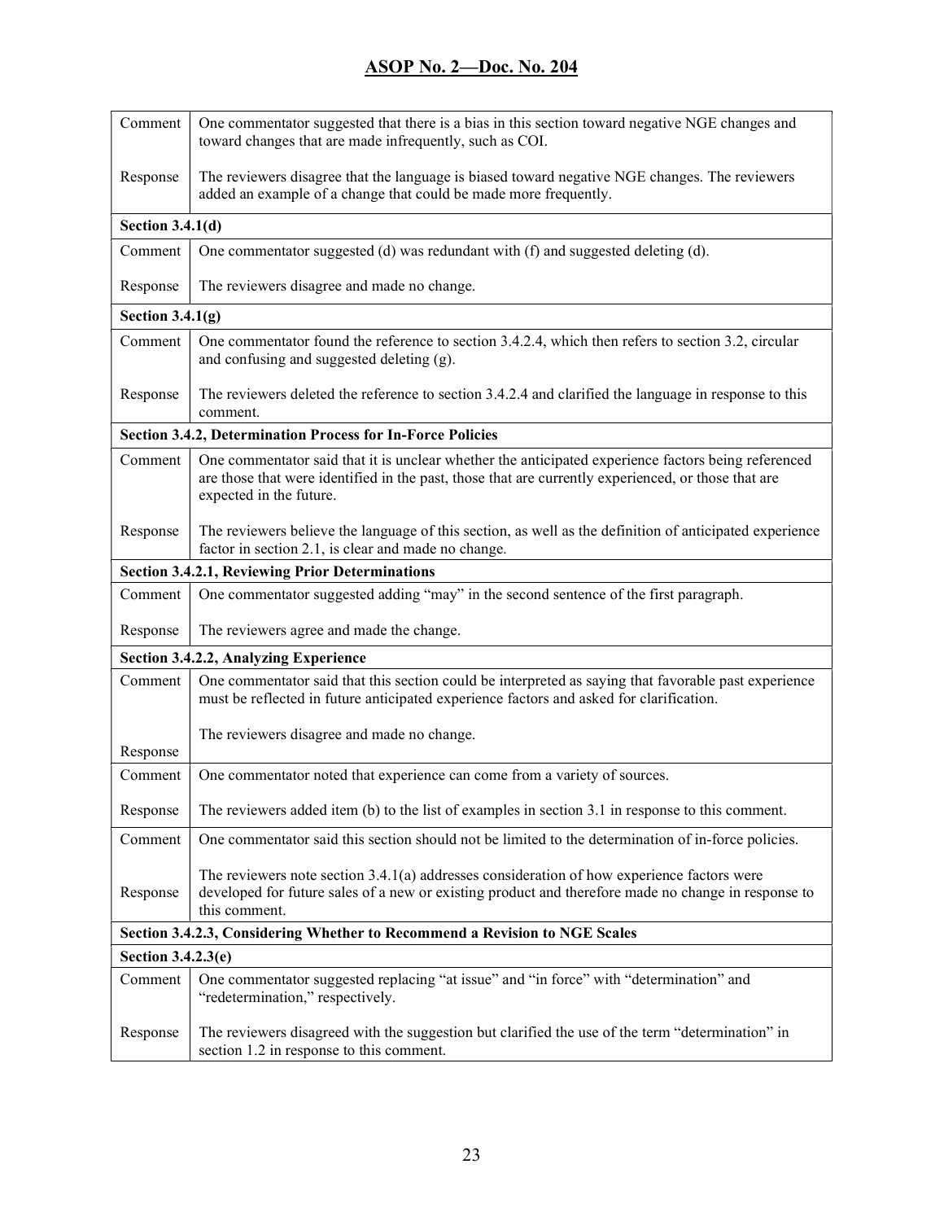| | |
|---|---|
| Comment | One commentator suggested that there is a bias in this section toward negative NGE changes and toward changes that are made infrequently, such as COI. |
| Response | The reviewers disagree that the language is biased toward negative NGE changes. The reviewers added an example of a change that could be made more frequently. |
| **Section 3.4.1(d)** | |
| Comment | One commentator suggested (d) was redundant with (f) and suggested deleting (d). |
| Response | The reviewers disagree and made no change. |
| **Section 3.4.1(g)** | |
| Comment | One commentator found the reference to section 3.4.2.4, which then refers to section 3.2, circular and confusing and suggested deleting (g). |
| Response | The reviewers deleted the reference to section 3.4.2.4 and clarified the language in response to this comment. |
| **Section 3.4.2, Determination Process for In-Force Policies** | |
| Comment | One commentator said that it is unclear whether the anticipated experience factors being referenced are those that were identified in the past, those that are currently experienced, or those that are expected in the future. |
| Response | The reviewers believe the language of this section, as well as the definition of anticipated experience factor in section 2.1, is clear and made no change. |
| **Section 3.4.2.1, Reviewing Prior Determinations** | |
| Comment | One commentator suggested adding "may" in the second sentence of the first paragraph. |
| Response | The reviewers agree and made the change. |
| **Section 3.4.2.2, Analyzing Experience** | |
| Comment | One commentator said that this section could be interpreted as saying that favorable past experience must be reflected in future anticipated experience factors and asked for clarification. |
| Response | The reviewers disagree and made no change. |
| Comment | One commentator noted that experience can come from a variety of sources. |
| Response | The reviewers added item (b) to the list of examples in section 3.1 in response to this comment. |
| Comment | One commentator said this section should not be limited to the determination of in-force policies. |
| Response | The reviewers note section 3.4.1(a) addresses consideration of how experience factors were developed for future sales of a new or existing product and therefore made no change in response to this comment. |
| **Section 3.4.2.3, Considering Whether to Recommend a Revision to NGE Scales** | |
| **Section 3.4.2.3(e)** | |
| Comment | One commentator suggested replacing "at issue" and "in force" with "determination" and "redetermination," respectively. |
| Response | The reviewers disagreed with the suggestion but clarified the use of the term "determination" in section 1.2 in response to this comment. |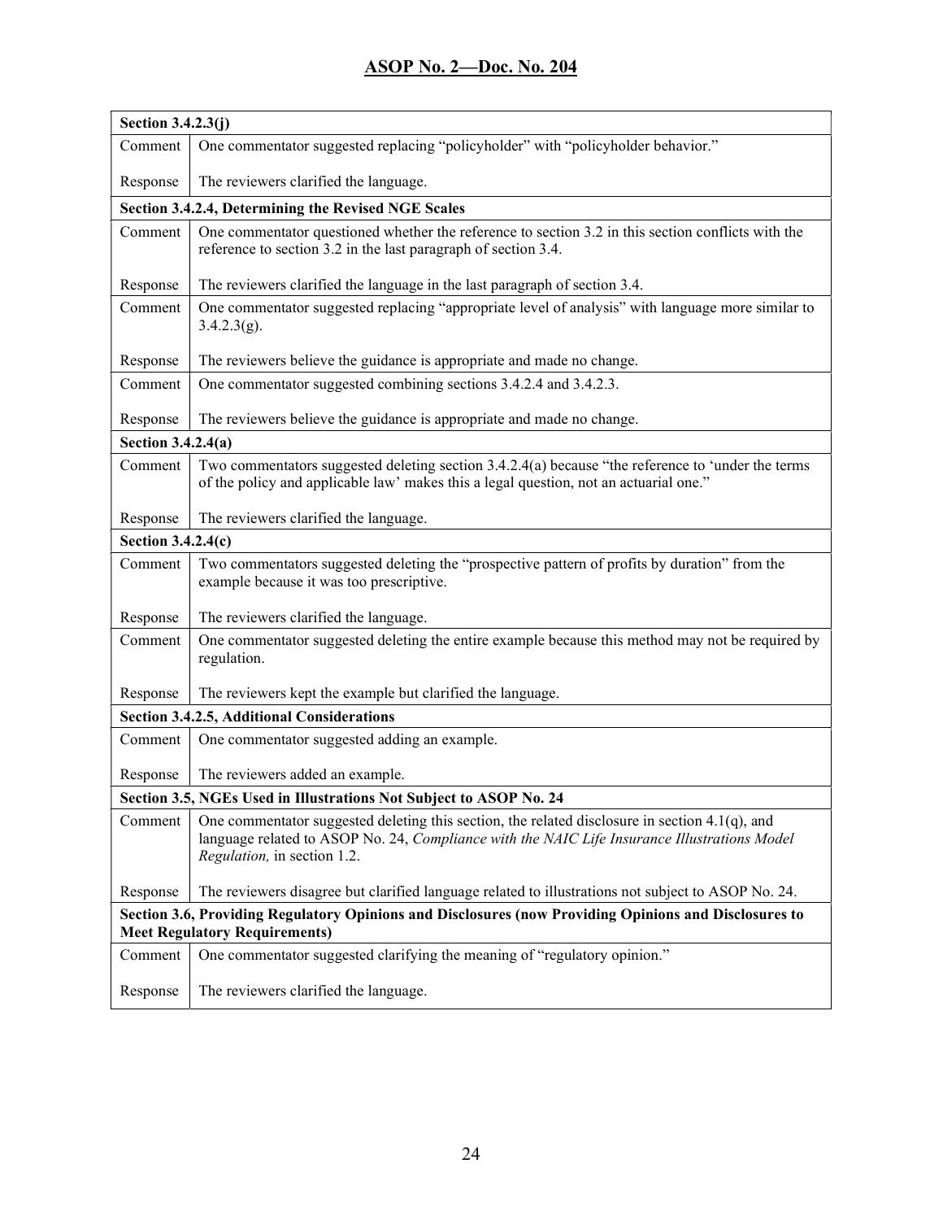| Section 3.4.2.3(j) | |
|---|---|
| Comment | One commentator suggested replacing "policyholder" with "policyholder behavior." |
| Response | The reviewers clarified the language. |
| **Section 3.4.2.4, Determining the Revised NGE Scales** | |
| Comment | One commentator questioned whether the reference to section 3.2 in this section conflicts with the reference to section 3.2 in the last paragraph of section 3.4. |
| Response | The reviewers clarified the language in the last paragraph of section 3.4. |
| Comment | One commentator suggested replacing "appropriate level of analysis" with language more similar to 3.4.2.3(g). |
| Response | The reviewers believe the guidance is appropriate and made no change. |
| Comment | One commentator suggested combining sections 3.4.2.4 and 3.4.2.3. |
| Response | The reviewers believe the guidance is appropriate and made no change. |
| **Section 3.4.2.4(a)** | |
| Comment | Two commentators suggested deleting section 3.4.2.4(a) because "the reference to 'under the terms of the policy and applicable law' makes this a legal question, not an actuarial one." |
| Response | The reviewers clarified the language. |
| **Section 3.4.2.4(c)** | |
| Comment | Two commentators suggested deleting the "prospective pattern of profits by duration" from the example because it was too prescriptive. |
| Response | The reviewers clarified the language. |
| Comment | One commentator suggested deleting the entire example because this method may not be required by regulation. |
| Response | The reviewers kept the example but clarified the language. |
| **Section 3.4.2.5, Additional Considerations** | |
| Comment | One commentator suggested adding an example. |
| Response | The reviewers added an example. |
| **Section 3.5, NGEs Used in Illustrations Not Subject to ASOP No. 24** | |
| Comment | One commentator suggested deleting this section, the related disclosure in section 4.1(q), and language related to ASOP No. 24, *Compliance with the NAIC Life Insurance Illustrations Model Regulation,* in section 1.2. |
| Response | The reviewers disagree but clarified language related to illustrations not subject to ASOP No. 24. |
| **Section 3.6, Providing Regulatory Opinions and Disclosures (now Providing Opinions and Disclosures to Meet Regulatory Requirements)** | |
| Comment | One commentator suggested clarifying the meaning of "regulatory opinion." |
| Response | The reviewers clarified the language. |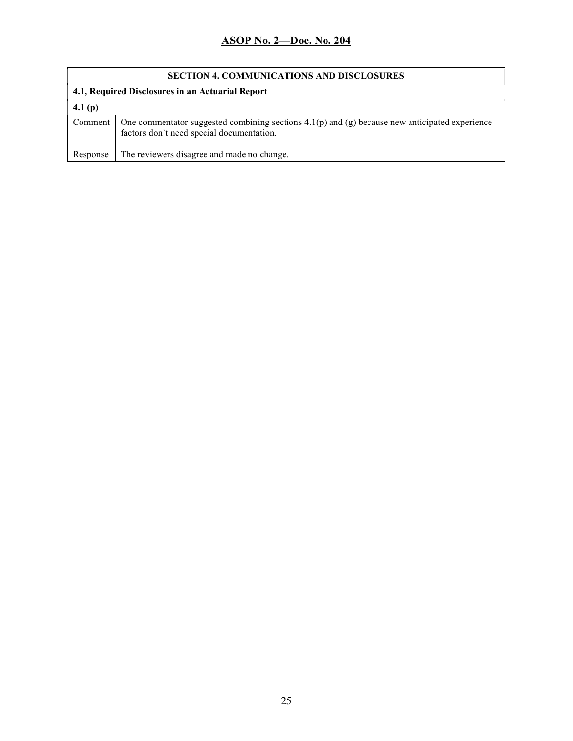| SECTION 4. COMMUNICATIONS AND DISCLOSURES | |
|---|---|
| **4.1, Required Disclosures in an Actuarial Report** | |
| **4.1 (p)** | |
| Comment | One commentator suggested combining sections 4.1(p) and (g) because new anticipated experience factors don't need special documentation. |
| Response | The reviewers disagree and made no change. |